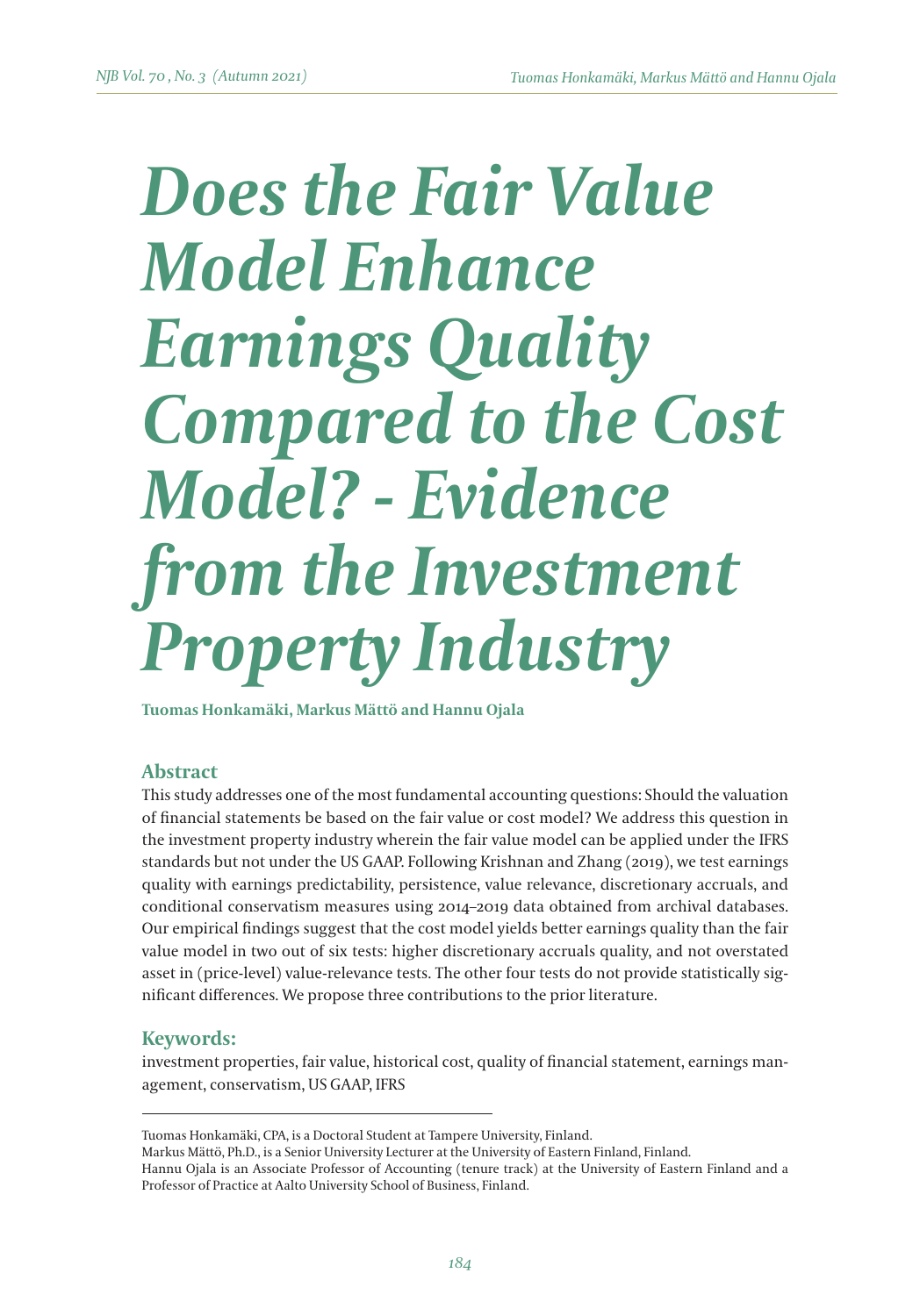# Does the Fair Value Model Enhance Earnings Quality Compared to the Cost Model? - Evidence from the Investment Property Industry

**Tuomas Honkamäki, Markus Mättö and Hannu Ojala**

## Abstract

This study addresses one of the most fundamental accounting questions: Should the valuation of financial statements be based on the fair value or cost model? We address this question in the investment property industry wherein the fair value model can be applied under the IFRS standards but not under the US GAAP. Following Krishnan and Zhang (2019), we test earnings quality with earnings predictability, persistence, value relevance, discretionary accruals, and conditional conservatism measures using 2014–2019 data obtained from archival databases. Our empirical findings suggest that the cost model yields better earnings quality than the fair value model in two out of six tests: higher discretionary accruals quality, and not overstated asset in (price-level) value-relevance tests. The other four tests do not provide statistically significant differences. We propose three contributions to the prior literature.

## Keywords:

investment properties, fair value, historical cost, quality of financial statement, earnings management, conservatism, US GAAP, IFRS

---

Tuomas Honkamäki, CPA, is a Doctoral Student at Tampere University, Finland.

Markus Mättö, Ph.D., is a Senior University Lecturer at the University of Eastern Finland, Finland.

Hannu Ojala is an Associate Professor of Accounting (tenure track) at the University of Eastern Finland and a Professor of Practice at Aalto University School of Business, Finland.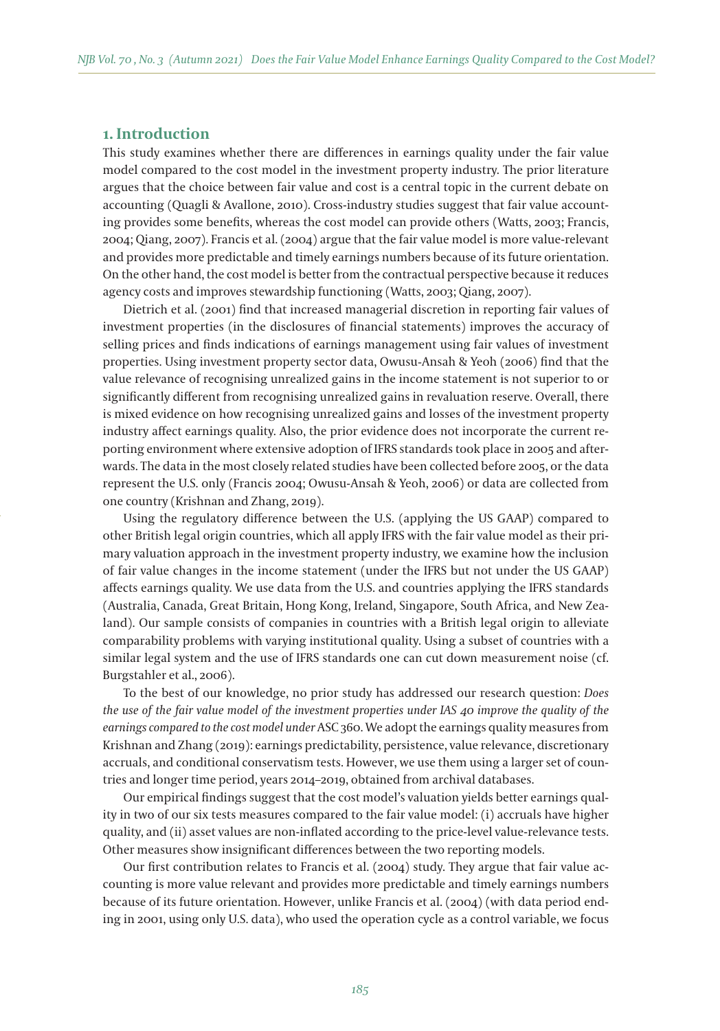## 1. Introduction

This study examines whether there are differences in earnings quality under the fair value model compared to the cost model in the investment property industry. The prior literature argues that the choice between fair value and cost is a central topic in the current debate on accounting (Quagli & Avallone, 2010). Cross-industry studies suggest that fair value accounting provides some benefits, whereas the cost model can provide others (Watts, 2003; Francis, 2004; Qiang, 2007). Francis et al. (2004) argue that the fair value model is more value-relevant and provides more predictable and timely earnings numbers because of its future orientation. On the other hand, the cost model is better from the contractual perspective because it reduces agency costs and improves stewardship functioning (Watts, 2003; Qiang, 2007).

Dietrich et al. (2001) find that increased managerial discretion in reporting fair values of investment properties (in the disclosures of financial statements) improves the accuracy of selling prices and finds indications of earnings management using fair values of investment properties. Using investment property sector data, Owusu-Ansah & Yeoh (2006) find that the value relevance of recognising unrealized gains in the income statement is not superior to or significantly different from recognising unrealized gains in revaluation reserve. Overall, there is mixed evidence on how recognising unrealized gains and losses of the investment property industry affect earnings quality. Also, the prior evidence does not incorporate the current reporting environment where extensive adoption of IFRS standards took place in 2005 and afterwards. The data in the most closely related studies have been collected before 2005, or the data represent the U.S. only (Francis 2004; Owusu-Ansah & Yeoh, 2006) or data are collected from one country (Krishnan and Zhang, 2019).

Using the regulatory difference between the U.S. (applying the US GAAP) compared to other British legal origin countries, which all apply IFRS with the fair value model as their primary valuation approach in the investment property industry, we examine how the inclusion of fair value changes in the income statement (under the IFRS but not under the US GAAP) affects earnings quality. We use data from the U.S. and countries applying the IFRS standards (Australia, Canada, Great Britain, Hong Kong, Ireland, Singapore, South Africa, and New Zealand). Our sample consists of companies in countries with a British legal origin to alleviate comparability problems with varying institutional quality. Using a subset of countries with a similar legal system and the use of IFRS standards one can cut down measurement noise (cf. Burgstahler et al., 2006).

To the best of our knowledge, no prior study has addressed our research question: *Does the use of the fair value model of the investment properties under IAS 40 improve the quality of the earnings compared to the cost model under* ASC 360. We adopt the earnings quality measures from Krishnan and Zhang (2019): earnings predictability, persistence, value relevance, discretionary accruals, and conditional conservatism tests. However, we use them using a larger set of countries and longer time period, years 2014–2019, obtained from archival databases.

Our empirical findings suggest that the cost model's valuation yields better earnings quality in two of our six tests measures compared to the fair value model: (i) accruals have higher quality, and (ii) asset values are non-inflated according to the price-level value-relevance tests. Other measures show insignificant differences between the two reporting models.

Our first contribution relates to Francis et al. (2004) study. They argue that fair value accounting is more value relevant and provides more predictable and timely earnings numbers because of its future orientation. However, unlike Francis et al. (2004) (with data period ending in 2001, using only U.S. data), who used the operation cycle as a control variable, we focus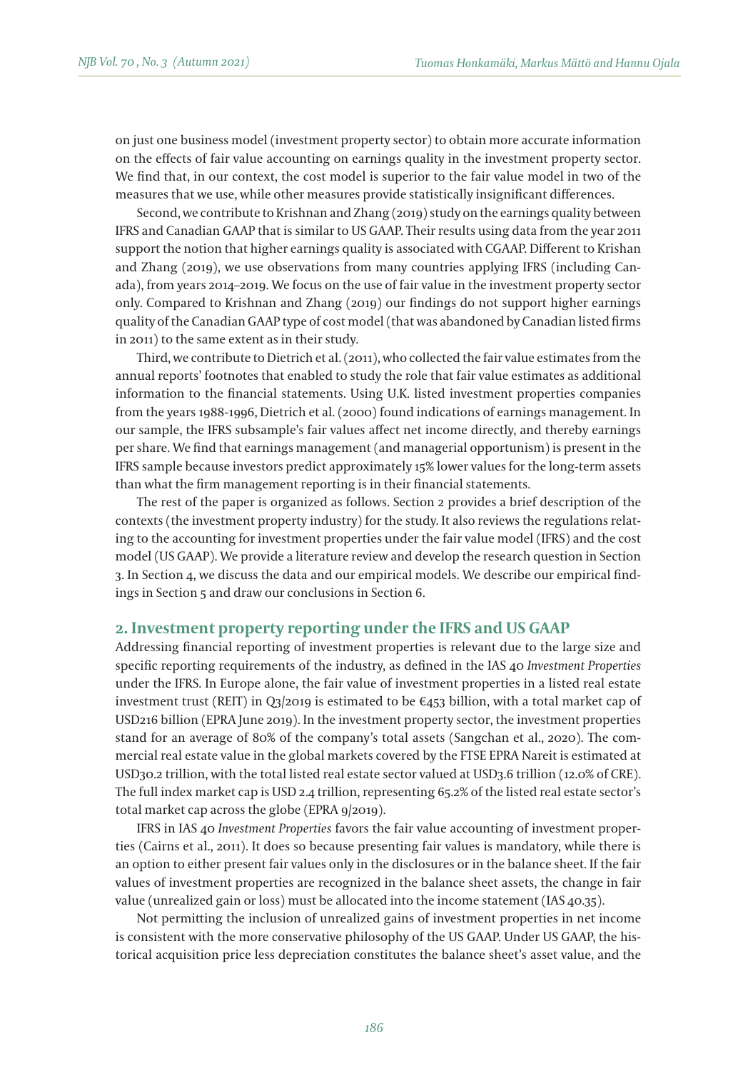on just one business model (investment property sector) to obtain more accurate information on the effects of fair value accounting on earnings quality in the investment property sector. We find that, in our context, the cost model is superior to the fair value model in two of the measures that we use, while other measures provide statistically insignificant differences.

Second, we contribute to Krishnan and Zhang (2019) study on the earnings quality between IFRS and Canadian GAAP that is similar to US GAAP. Their results using data from the year 2011 support the notion that higher earnings quality is associated with CGAAP. Different to Krishan and Zhang (2019), we use observations from many countries applying IFRS (including Canada), from years 2014–2019. We focus on the use of fair value in the investment property sector only. Compared to Krishnan and Zhang (2019) our findings do not support higher earnings quality of the Canadian GAAP type of cost model (that was abandoned by Canadian listed firms in 2011) to the same extent as in their study.

Third, we contribute to Dietrich et al. (2011), who collected the fair value estimates from the annual reports' footnotes that enabled to study the role that fair value estimates as additional information to the financial statements. Using U.K. listed investment properties companies from the years 1988-1996, Dietrich et al. (2000) found indications of earnings management. In our sample, the IFRS subsample's fair values affect net income directly, and thereby earnings per share. We find that earnings management (and managerial opportunism) is present in the IFRS sample because investors predict approximately 15% lower values for the long-term assets than what the firm management reporting is in their financial statements.

The rest of the paper is organized as follows. Section 2 provides a brief description of the contexts (the investment property industry) for the study. It also reviews the regulations relating to the accounting for investment properties under the fair value model (IFRS) and the cost model (US GAAP). We provide a literature review and develop the research question in Section 3. In Section 4, we discuss the data and our empirical models. We describe our empirical findings in Section 5 and draw our conclusions in Section 6.

## 2. Investment property reporting under the IFRS and US GAAP

Addressing financial reporting of investment properties is relevant due to the large size and specific reporting requirements of the industry, as defined in the IAS 40 *Investment Properties* under the IFRS. In Europe alone, the fair value of investment properties in a listed real estate investment trust (REIT) in Q3/2019 is estimated to be €453 billion, with a total market cap of USD216 billion (EPRA June 2019). In the investment property sector, the investment properties stand for an average of 80% of the company's total assets (Sangchan et al., 2020). The commercial real estate value in the global markets covered by the FTSE EPRA Nareit is estimated at USD30.2 trillion, with the total listed real estate sector valued at USD3.6 trillion (12.0% of CRE). The full index market cap is USD 2.4 trillion, representing 65.2% of the listed real estate sector's total market cap across the globe (EPRA 9/2019).

IFRS in IAS 40 *Investment Properties* favors the fair value accounting of investment properties (Cairns et al., 2011). It does so because presenting fair values is mandatory, while there is an option to either present fair values only in the disclosures or in the balance sheet. If the fair values of investment properties are recognized in the balance sheet assets, the change in fair value (unrealized gain or loss) must be allocated into the income statement (IAS 40.35).

Not permitting the inclusion of unrealized gains of investment properties in net income is consistent with the more conservative philosophy of the US GAAP. Under US GAAP, the historical acquisition price less depreciation constitutes the balance sheet's asset value, and the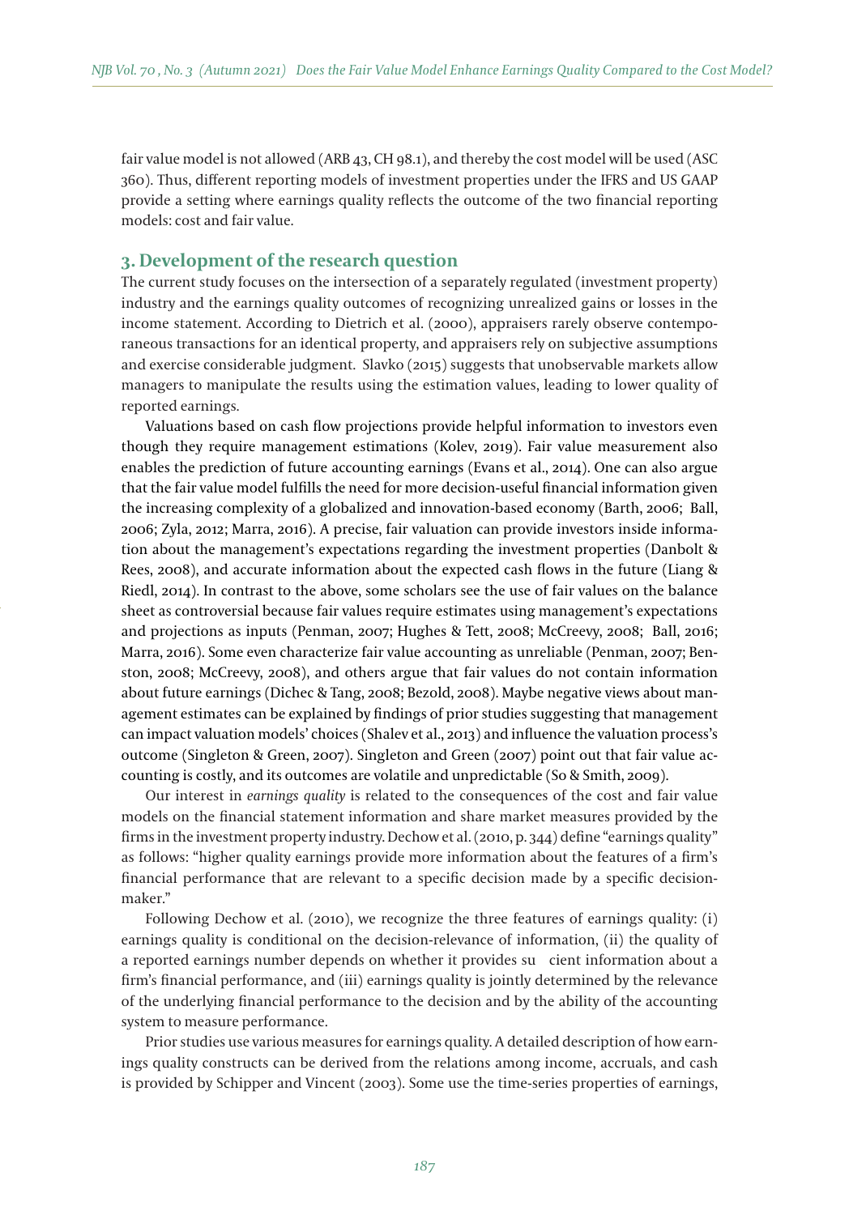fair value model is not allowed (ARB 43, CH 98.1), and thereby the cost model will be used (ASC 360). Thus, different reporting models of investment properties under the IFRS and US GAAP provide a setting where earnings quality reflects the outcome of the two financial reporting models: cost and fair value.

## 3. Development of the research question

The current study focuses on the intersection of a separately regulated (investment property) industry and the earnings quality outcomes of recognizing unrealized gains or losses in the income statement. According to Dietrich et al. (2000), appraisers rarely observe contemporaneous transactions for an identical property, and appraisers rely on subjective assumptions and exercise considerable judgment. Slavko (2015) suggests that unobservable markets allow managers to manipulate the results using the estimation values, leading to lower quality of reported earnings.

Valuations based on cash flow projections provide helpful information to investors even though they require management estimations (Kolev, 2019). Fair value measurement also enables the prediction of future accounting earnings (Evans et al., 2014). One can also argue that the fair value model fulfills the need for more decision-useful financial information given the increasing complexity of a globalized and innovation-based economy (Barth, 2006; Ball, 2006; Zyla, 2012; Marra, 2016). A precise, fair valuation can provide investors inside information about the management's expectations regarding the investment properties (Danbolt & Rees, 2008), and accurate information about the expected cash flows in the future (Liang & Riedl, 2014). In contrast to the above, some scholars see the use of fair values on the balance sheet as controversial because fair values require estimates using management's expectations and projections as inputs (Penman, 2007; Hughes & Tett, 2008; McCreevy, 2008; Ball, 2016; Marra, 2016). Some even characterize fair value accounting as unreliable (Penman, 2007; Benston, 2008; McCreevy, 2008), and others argue that fair values do not contain information about future earnings (Dichec & Tang, 2008; Bezold, 2008). Maybe negative views about management estimates can be explained by findings of prior studies suggesting that management can impact valuation models' choices (Shalev et al., 2013) and influence the valuation process's outcome (Singleton & Green, 2007). Singleton and Green (2007) point out that fair value accounting is costly, and its outcomes are volatile and unpredictable (So & Smith, 2009).

Our interest in *earnings quality* is related to the consequences of the cost and fair value models on the financial statement information and share market measures provided by the firms in the investment property industry. Dechow et al. (2010, p. 344) define "earnings quality" as follows: "higher quality earnings provide more information about the features of a firm's financial performance that are relevant to a specific decision made by a specific decision-maker."

Following Dechow et al. (2010), we recognize the three features of earnings quality: (i) earnings quality is conditional on the decision-relevance of information, (ii) the quality of a reported earnings number depends on whether it provides sufficient information about a firm's financial performance, and (iii) earnings quality is jointly determined by the relevance of the underlying financial performance to the decision and by the ability of the accounting system to measure performance.

Prior studies use various measures for earnings quality. A detailed description of how earnings quality constructs can be derived from the relations among income, accruals, and cash is provided by Schipper and Vincent (2003). Some use the time-series properties of earnings,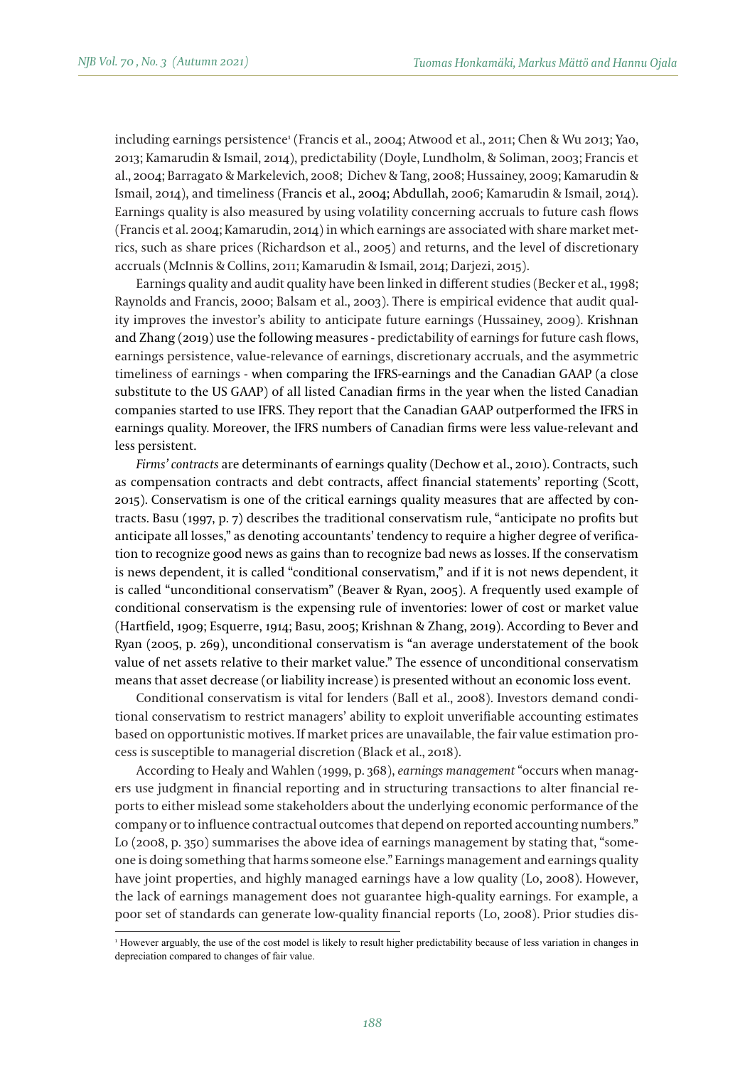including earnings persistence[1] (Francis et al., 2004; Atwood et al., 2011; Chen & Wu 2013; Yao, 2013; Kamarudin & Ismail, 2014), predictability (Doyle, Lundholm, & Soliman, 2003; Francis et al., 2004; Barragato & Markelevich, 2008; Dichev & Tang, 2008; Hussainey, 2009; Kamarudin & Ismail, 2014), and timeliness (Francis et al., 2004; Abdullah, 2006; Kamarudin & Ismail, 2014). Earnings quality is also measured by using volatility concerning accruals to future cash flows (Francis et al. 2004; Kamarudin, 2014) in which earnings are associated with share market metrics, such as share prices (Richardson et al., 2005) and returns, and the level of discretionary accruals (McInnis & Collins, 2011; Kamarudin & Ismail, 2014; Darjezi, 2015).

Earnings quality and audit quality have been linked in different studies (Becker et al., 1998; Raynolds and Francis, 2000; Balsam et al., 2003). There is empirical evidence that audit quality improves the investor's ability to anticipate future earnings (Hussainey, 2009). Krishnan and Zhang (2019) use the following measures - predictability of earnings for future cash flows, earnings persistence, value-relevance of earnings, discretionary accruals, and the asymmetric timeliness of earnings - when comparing the IFRS-earnings and the Canadian GAAP (a close substitute to the US GAAP) of all listed Canadian firms in the year when the listed Canadian companies started to use IFRS. They report that the Canadian GAAP outperformed the IFRS in earnings quality. Moreover, the IFRS numbers of Canadian firms were less value-relevant and less persistent.

*Firms' contracts* are determinants of earnings quality (Dechow et al., 2010). Contracts, such as compensation contracts and debt contracts, affect financial statements' reporting (Scott, 2015). Conservatism is one of the critical earnings quality measures that are affected by contracts. Basu (1997, p. 7) describes the traditional conservatism rule, "anticipate no profits but anticipate all losses," as denoting accountants' tendency to require a higher degree of verification to recognize good news as gains than to recognize bad news as losses. If the conservatism is news dependent, it is called "conditional conservatism," and if it is not news dependent, it is called "unconditional conservatism" (Beaver & Ryan, 2005). A frequently used example of conditional conservatism is the expensing rule of inventories: lower of cost or market value (Hartfield, 1909; Esquerre, 1914; Basu, 2005; Krishnan & Zhang, 2019). According to Bever and Ryan (2005, p. 269), unconditional conservatism is "an average understatement of the book value of net assets relative to their market value." The essence of unconditional conservatism means that asset decrease (or liability increase) is presented without an economic loss event.

Conditional conservatism is vital for lenders (Ball et al., 2008). Investors demand conditional conservatism to restrict managers' ability to exploit unverifiable accounting estimates based on opportunistic motives. If market prices are unavailable, the fair value estimation process is susceptible to managerial discretion (Black et al., 2018).

According to Healy and Wahlen (1999, p. 368), *earnings management* "occurs when managers use judgment in financial reporting and in structuring transactions to alter financial reports to either mislead some stakeholders about the underlying economic performance of the company or to influence contractual outcomes that depend on reported accounting numbers." Lo (2008, p. 350) summarises the above idea of earnings management by stating that, "someone is doing something that harms someone else." Earnings management and earnings quality have joint properties, and highly managed earnings have a low quality (Lo, 2008). However, the lack of earnings management does not guarantee high-quality earnings. For example, a poor set of standards can generate low-quality financial reports (Lo, 2008). Prior studies dis-

[1] However arguably, the use of the cost model is likely to result higher predictability because of less variation in changes in depreciation compared to changes of fair value.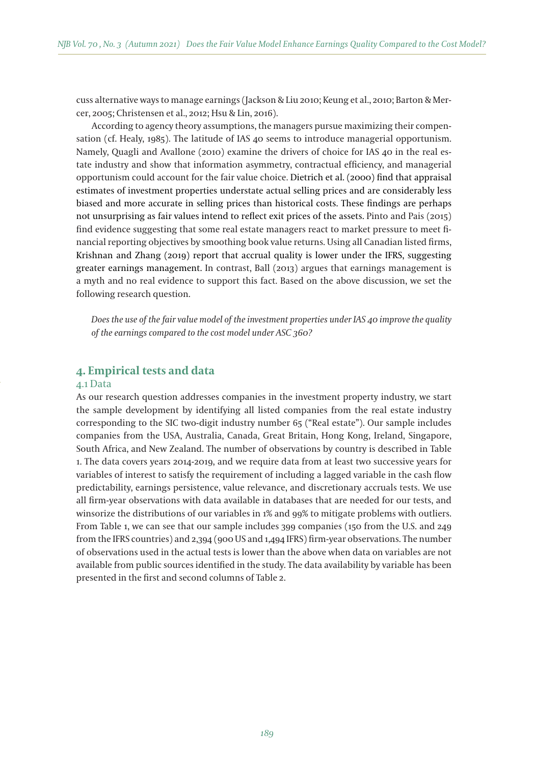cuss alternative ways to manage earnings (Jackson & Liu 2010; Keung et al., 2010; Barton & Mercer, 2005; Christensen et al., 2012; Hsu & Lin, 2016).

According to agency theory assumptions, the managers pursue maximizing their compensation (cf. Healy, 1985). The latitude of IAS 40 seems to introduce managerial opportunism. Namely, Quagli and Avallone (2010) examine the drivers of choice for IAS 40 in the real estate industry and show that information asymmetry, contractual efficiency, and managerial opportunism could account for the fair value choice. Dietrich et al. (2000) find that appraisal estimates of investment properties understate actual selling prices and are considerably less biased and more accurate in selling prices than historical costs. These findings are perhaps not unsurprising as fair values intend to reflect exit prices of the assets. Pinto and Pais (2015) find evidence suggesting that some real estate managers react to market pressure to meet financial reporting objectives by smoothing book value returns. Using all Canadian listed firms, Krishnan and Zhang (2019) report that accrual quality is lower under the IFRS, suggesting greater earnings management. In contrast, Ball (2013) argues that earnings management is a myth and no real evidence to support this fact. Based on the above discussion, we set the following research question.

*Does the use of the fair value model of the investment properties under IAS 40 improve the quality of the earnings compared to the cost model under ASC 360?*

## 4. Empirical tests and data

### 4.1 Data

As our research question addresses companies in the investment property industry, we start the sample development by identifying all listed companies from the real estate industry corresponding to the SIC two-digit industry number 65 ("Real estate"). Our sample includes companies from the USA, Australia, Canada, Great Britain, Hong Kong, Ireland, Singapore, South Africa, and New Zealand. The number of observations by country is described in Table 1. The data covers years 2014-2019, and we require data from at least two successive years for variables of interest to satisfy the requirement of including a lagged variable in the cash flow predictability, earnings persistence, value relevance, and discretionary accruals tests. We use all firm-year observations with data available in databases that are needed for our tests, and winsorize the distributions of our variables in 1% and 99% to mitigate problems with outliers. From Table 1, we can see that our sample includes 399 companies (150 from the U.S. and 249 from the IFRS countries) and 2,394 (900 US and 1,494 IFRS) firm-year observations. The number of observations used in the actual tests is lower than the above when data on variables are not available from public sources identified in the study. The data availability by variable has been presented in the first and second columns of Table 2.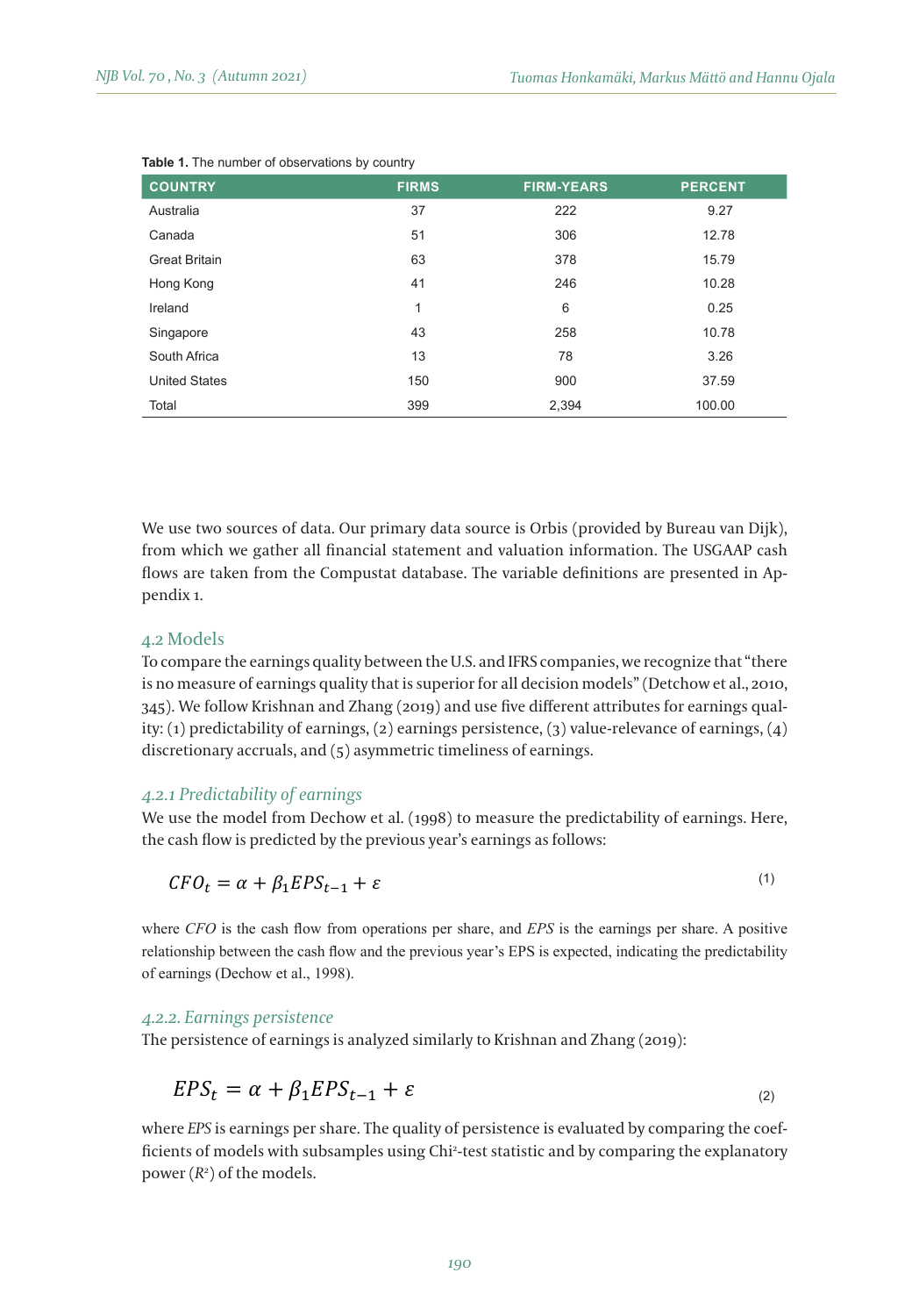**Table 1.** The number of observations by country

| COUNTRY | FIRMS | FIRM-YEARS | PERCENT |
|---|---|---|---|
| Australia | 37 | 222 | 9.27 |
| Canada | 51 | 306 | 12.78 |
| Great Britain | 63 | 378 | 15.79 |
| Hong Kong | 41 | 246 | 10.28 |
| Ireland | 1 | 6 | 0.25 |
| Singapore | 43 | 258 | 10.78 |
| South Africa | 13 | 78 | 3.26 |
| United States | 150 | 900 | 37.59 |
| Total | 399 | 2,394 | 100.00 |

We use two sources of data. Our primary data source is Orbis (provided by Bureau van Dijk), from which we gather all financial statement and valuation information. The USGAAP cash flows are taken from the Compustat database. The variable definitions are presented in Appendix 1.

## 4.2 Models

To compare the earnings quality between the U.S. and IFRS companies, we recognize that "there is no measure of earnings quality that is superior for all decision models" (Detchow et al., 2010, 345). We follow Krishnan and Zhang (2019) and use five different attributes for earnings quality: (1) predictability of earnings, (2) earnings persistence, (3) value-relevance of earnings, (4) discretionary accruals, and (5) asymmetric timeliness of earnings.

### *4.2.1 Predictability of earnings*

We use the model from Dechow et al. (1998) to measure the predictability of earnings. Here, the cash flow is predicted by the previous year's earnings as follows:

$$CFO_t = \alpha + \beta_1 EPS_{t-1} + \varepsilon \tag{1}$$

where *CFO* is the cash flow from operations per share, and *EPS* is the earnings per share. A positive relationship between the cash flow and the previous year's EPS is expected, indicating the predictability of earnings (Dechow et al., 1998).

### *4.2.2. Earnings persistence*

The persistence of earnings is analyzed similarly to Krishnan and Zhang (2019):

$$EPS_t = \alpha + \beta_1 EPS_{t-1} + \varepsilon \tag{2}$$

where *EPS* is earnings per share. The quality of persistence is evaluated by comparing the coefficients of models with subsamples using $Chi^2$-test statistic and by comparing the explanatory power ($R^2$) of the models.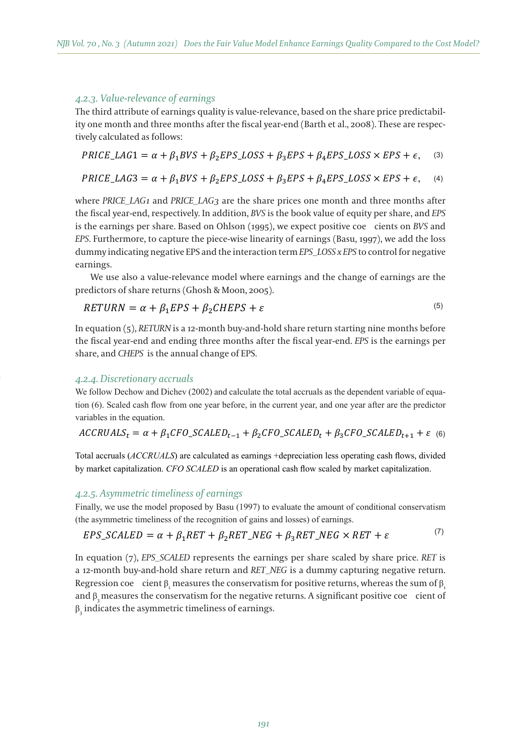#### 4.2.3. Value-relevance of earnings

The third attribute of earnings quality is value-relevance, based on the share price predictability one month and three months after the fiscal year-end (Barth et al., 2008). These are respectively calculated as follows:

$$PRICE\_LAG1 = \alpha + \beta_1 BVS + \beta_2 EPS\_LOSS + \beta_3 EPS + \beta_4 EPS\_LOSS \times EPS + \epsilon, \quad (3)$$

$$PRICE\_LAG3 = \alpha + \beta_1 BVS + \beta_2 EPS\_LOSS + \beta_3 EPS + \beta_4 EPS\_LOSS \times EPS + \epsilon, \quad (4)$$

where *PRICE_LAG1* and *PRICE_LAG3* are the share prices one month and three months after the fiscal year-end, respectively. In addition, *BVS* is the book value of equity per share, and *EPS* is the earnings per share. Based on Ohlson (1995), we expect positive coe cients on *BVS* and *EPS*. Furthermore, to capture the piece-wise linearity of earnings (Basu, 1997), we add the loss dummy indicating negative EPS and the interaction term *EPS_LOSS x EPS* to control for negative earnings.

We use also a value-relevance model where earnings and the change of earnings are the predictors of share returns (Ghosh & Moon, 2005).

$$RETURN = \alpha + \beta_1 EPS + \beta_2 CHEPS + \varepsilon \quad (5)$$

In equation (5), *RETURN* is a 12-month buy-and-hold share return starting nine months before the fiscal year-end and ending three months after the fiscal year-end. *EPS* is the earnings per share, and *CHEPS* is the annual change of EPS.

#### 4.2.4. Discretionary accruals

We follow Dechow and Dichev (2002) and calculate the total accruals as the dependent variable of equation (6). Scaled cash flow from one year before, in the current year, and one year after are the predictor variables in the equation.

$$ACCRUALS_t = \alpha + \beta_1 CFO\_SCALED_{t-1} + \beta_2 CFO\_SCALED_t + \beta_3 CFO\_SCALED_{t+1} + \varepsilon \quad (6)$$

Total accruals (*ACCRUALS*) are calculated as earnings +depreciation less operating cash flows, divided by market capitalization. *CFO SCALED* is an operational cash flow scaled by market capitalization.

#### 4.2.5. Asymmetric timeliness of earnings

Finally, we use the model proposed by Basu (1997) to evaluate the amount of conditional conservatism (the asymmetric timeliness of the recognition of gains and losses) of earnings.

$$EPS\_SCALED = \alpha + \beta_1 RET + \beta_2 RET\_NEG + \beta_3 RET\_NEG \times RET + \varepsilon \quad (7)$$

In equation (7), *EPS_SCALED* represents the earnings per share scaled by share price. *RET* is a 12-month buy-and-hold share return and *RET_NEG* is a dummy capturing negative return. Regression coe cient $\beta_1$ measures the conservatism for positive returns, whereas the sum of $\beta_1$ and $\beta_3$ measures the conservatism for the negative returns. A significant positive coe cient of $\beta_3$ indicates the asymmetric timeliness of earnings.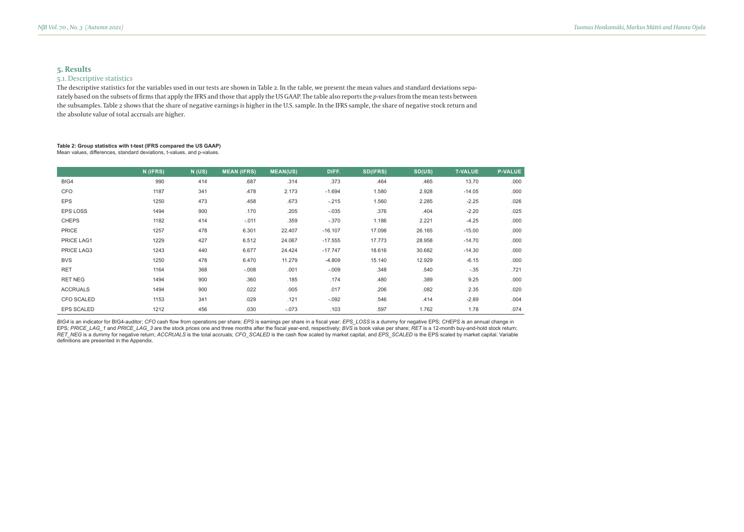## 5. Results

### 5.1. Descriptive statistics

The descriptive statistics for the variables used in our tests are shown in Table 2. In the table, we present the mean values and standard deviations separately based on the subsets of firms that apply the IFRS and those that apply the US GAAP. The table also reports the *p*-values from the mean tests between the subsamples. Table 2 shows that the share of negative earnings is higher in the U.S. sample. In the IFRS sample, the share of negative stock return and the absolute value of total accruals are higher.

**Table 2: Group statistics with t-test (IFRS compared the US GAAP)**

Mean values, differences, standard deviations, t-values, and p-values.

| | N (IFRS) | N (US) | MEAN (IFRS) | MEAN(US) | DIFF. | SD(IFRS) | SD(US) | T-VALUE | P-VALUE |
|---|---|---|---|---|---|---|---|---|---|
| BIG4 | 990 | 414 | .687 | .314 | .373 | .464 | .465 | 13.70 | .000 |
| CFO | 1187 | 341 | .478 | 2.173 | -1.694 | 1.580 | 2.928 | -14.05 | .000 |
| EPS | 1250 | 473 | .458 | .673 | -.215 | 1.560 | 2.285 | -2.25 | .026 |
| EPS LOSS | 1494 | 900 | .170 | .205 | -.035 | .376 | .404 | -2.20 | .025 |
| CHEPS | 1182 | 414 | -.011 | .359 | -.370 | 1.186 | 2.221 | -4.25 | .000 |
| PRICE | 1257 | 478 | 6.301 | 22.407 | -16.107 | 17.098 | 26.165 | -15.00 | .000 |
| PRICE LAG1 | 1229 | 427 | 6.512 | 24.067 | -17.555 | 17.773 | 28.958 | -14.70 | .000 |
| PRICE LAG3 | 1243 | 440 | 6.677 | 24.424 | -17.747 | 18.616 | 30.682 | -14.30 | .000 |
| BVS | 1250 | 478 | 6.470 | 11.279 | -4.809 | 15.140 | 12.929 | -6.15 | .000 |
| RET | 1164 | 368 | -.008 | .001 | -.009 | .348 | .540 | -.35 | .721 |
| RET NEG | 1494 | 900 | .360 | .185 | .174 | .480 | .389 | 9.25 | .000 |
| ACCRUALS | 1494 | 900 | .022 | .005 | .017 | .206 | .082 | 2.35 | .020 |
| CFO SCALED | 1153 | 341 | .029 | .121 | -.092 | .546 | .414 | -2.89 | .004 |
| EPS SCALED | 1212 | 456 | .030 | -.073 | .103 | .597 | 1.762 | 1.78 | .074 |

*BIG4* is an indicator for BIG4-auditor; *CFO* cash flow from operations per share; *EPS* is earnings per share in a fiscal year; *EPS_LOSS* is a dummy for negative EPS; *CHEPS* is an annual change in EPS; *PRICE_LAG_1* and *PRICE_LAG_3* are the stock prices one and three months after the fiscal year-end, respectively; *BVS* is book value per share; *RET* is a 12-month buy-and-hold stock return; *RET_NEG* is a dummy for negative return; *ACCRUALS* is the total accruals; *CFO_SCALED* is the cash flow scaled by market capital, and *EPS_SCALED* is the EPS scaled by market capital. Variable definitions are presented in the Appendix.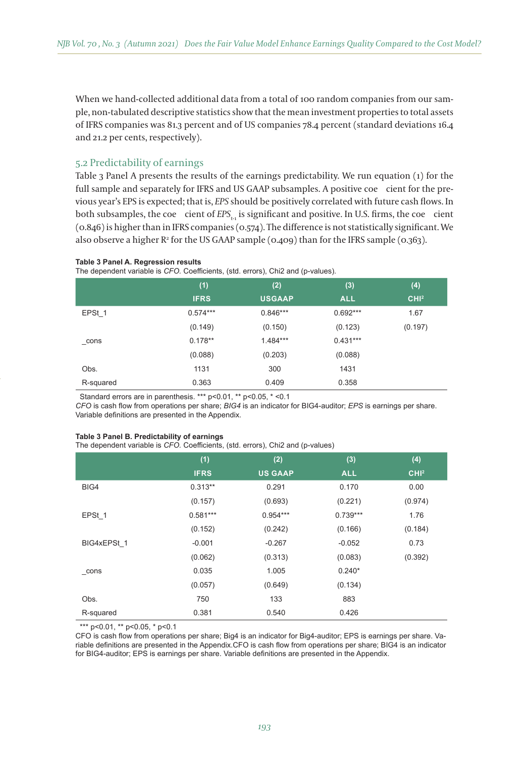When we hand-collected additional data from a total of 100 random companies from our sample, non-tabulated descriptive statistics show that the mean investment properties to total assets of IFRS companies was 81.3 percent and of US companies 78.4 percent (standard deviations 16.4 and 21.2 per cents, respectively).

## 5.2 Predictability of earnings

Table 3 Panel A presents the results of the earnings predictability. We run equation (1) for the full sample and separately for IFRS and US GAAP subsamples. A positive coe cient for the previous year's EPS is expected; that is, *EPS* should be positively correlated with future cash flows. In both subsamples, the coe cient of $EPS_{t-1}$ is significant and positive. In U.S. firms, the coe cient (0.846) is higher than in IFRS companies (0.574). The difference is not statistically significant. We also observe a higher $R^2$ for the US GAAP sample (0.409) than for the IFRS sample (0.363).

**Table 3 Panel A. Regression results**
The dependent variable is *CFO*. Coefficients, (std. errors), Chi2 and (p-values).

| | (1) IFRS | (2) USGAAP | (3) ALL | (4) CHI² |
|---|---|---|---|---|
| EPSt_1 | 0.574*** | 0.846*** | 0.692*** | 1.67 |
| | (0.149) | (0.150) | (0.123) | (0.197) |
| _cons | 0.178** | 1.484*** | 0.431*** | |
| | (0.088) | (0.203) | (0.088) | |
| Obs. | 1131 | 300 | 1431 | |
| R-squared | 0.363 | 0.409 | 0.358 | |

Standard errors are in parenthesis. *** p<0.01, ** p<0.05, * <0.1
*CFO* is cash flow from operations per share; *BIG4* is an indicator for BIG4-auditor; *EPS* is earnings per share. Variable definitions are presented in the Appendix.

**Table 3 Panel B. Predictability of earnings**
The dependent variable is *CFO*. Coefficients, (std. errors), Chi2 and (p-values)

| | (1) IFRS | (2) US GAAP | (3) ALL | (4) CHI² |
|---|---|---|---|---|
| BIG4 | 0.313** | 0.291 | 0.170 | 0.00 |
| | (0.157) | (0.693) | (0.221) | (0.974) |
| EPSt_1 | 0.581*** | 0.954*** | 0.739*** | 1.76 |
| | (0.152) | (0.242) | (0.166) | (0.184) |
| BIG4xEPSt_1 | -0.001 | -0.267 | -0.052 | 0.73 |
| | (0.062) | (0.313) | (0.083) | (0.392) |
| _cons | 0.035 | 1.005 | 0.240* | |
| | (0.057) | (0.649) | (0.134) | |
| Obs. | 750 | 133 | 883 | |
| R-squared | 0.381 | 0.540 | 0.426 | |

*** p<0.01, ** p<0.05, * p<0.1
CFO is cash flow from operations per share; Big4 is an indicator for Big4-auditor; EPS is earnings per share. Variable definitions are presented in the Appendix.CFO is cash flow from operations per share; BIG4 is an indicator for BIG4-auditor; EPS is earnings per share. Variable definitions are presented in the Appendix.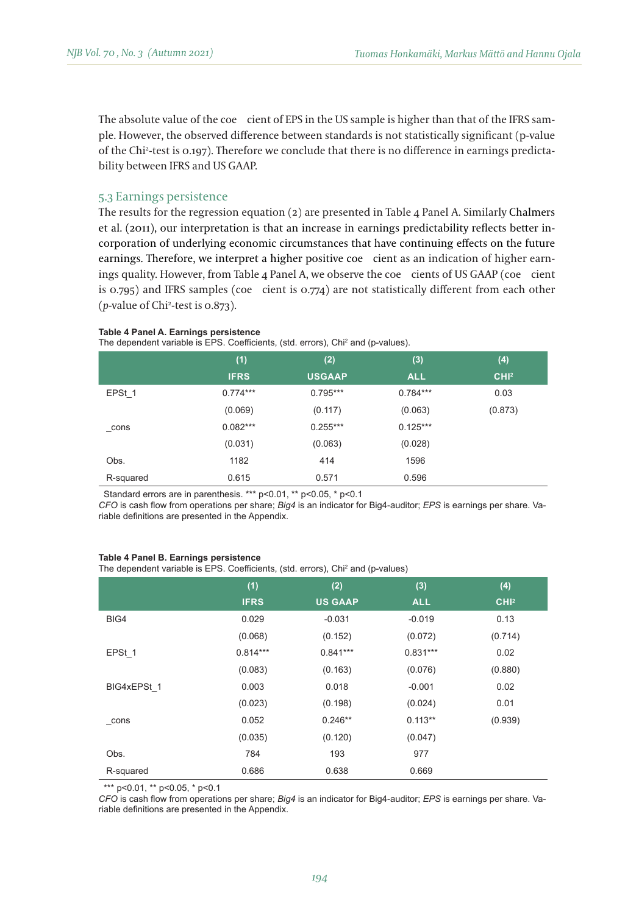The absolute value of the coefficient of EPS in the US sample is higher than that of the IFRS sample. However, the observed difference between standards is not statistically significant (p-value of the $Chi^2$-test is 0.197). Therefore we conclude that there is no difference in earnings predictability between IFRS and US GAAP.

## 5.3 Earnings persistence

The results for the regression equation (2) are presented in Table 4 Panel A. Similarly Chalmers et al. (2011), our interpretation is that an increase in earnings predictability reflects better incorporation of underlying economic circumstances that have continuing effects on the future earnings. Therefore, we interpret a higher positive coefficient as an indication of higher earnings quality. However, from Table 4 Panel A, we observe the coefficients of US GAAP (coefficient is 0.795) and IFRS samples (coefficient is 0.774) are not statistically different from each other (*p*-value of $Chi^2$-test is 0.873).

**Table 4 Panel A. Earnings persistence**

The dependent variable is EPS. Coefficients, (std. errors), $Chi^2$ and (p-values).

| | (1) IFRS | (2) USGAAP | (3) ALL | (4) CHI² |
|---|---|---|---|---|
| EPSt_1 | 0.774*** | 0.795*** | 0.784*** | 0.03 |
| | (0.069) | (0.117) | (0.063) | (0.873) |
| _cons | 0.082*** | 0.255*** | 0.125*** | |
| | (0.031) | (0.063) | (0.028) | |
| Obs. | 1182 | 414 | 1596 | |
| R-squared | 0.615 | 0.571 | 0.596 | |

Standard errors are in parenthesis. *** p<0.01, ** p<0.05, * p<0.1

*CFO* is cash flow from operations per share; *Big4* is an indicator for Big4-auditor; *EPS* is earnings per share. Variable definitions are presented in the Appendix.

**Table 4 Panel B. Earnings persistence**

The dependent variable is EPS. Coefficients, (std. errors), $Chi^2$ and (p-values)

| | (1) IFRS | (2) US GAAP | (3) ALL | (4) CHI² |
|---|---|---|---|---|
| BIG4 | 0.029 | -0.031 | -0.019 | 0.13 |
| | (0.068) | (0.152) | (0.072) | (0.714) |
| EPSt_1 | 0.814*** | 0.841*** | 0.831*** | 0.02 |
| | (0.083) | (0.163) | (0.076) | (0.880) |
| BIG4xEPSt_1 | 0.003 | 0.018 | -0.001 | 0.02 |
| | (0.023) | (0.198) | (0.024) | 0.01 |
| _cons | 0.052 | 0.246** | 0.113** | (0.939) |
| | (0.035) | (0.120) | (0.047) | |
| Obs. | 784 | 193 | 977 | |
| R-squared | 0.686 | 0.638 | 0.669 | |

*** p<0.01, ** p<0.05, * p<0.1

*CFO* is cash flow from operations per share; *Big4* is an indicator for Big4-auditor; *EPS* is earnings per share. Variable definitions are presented in the Appendix.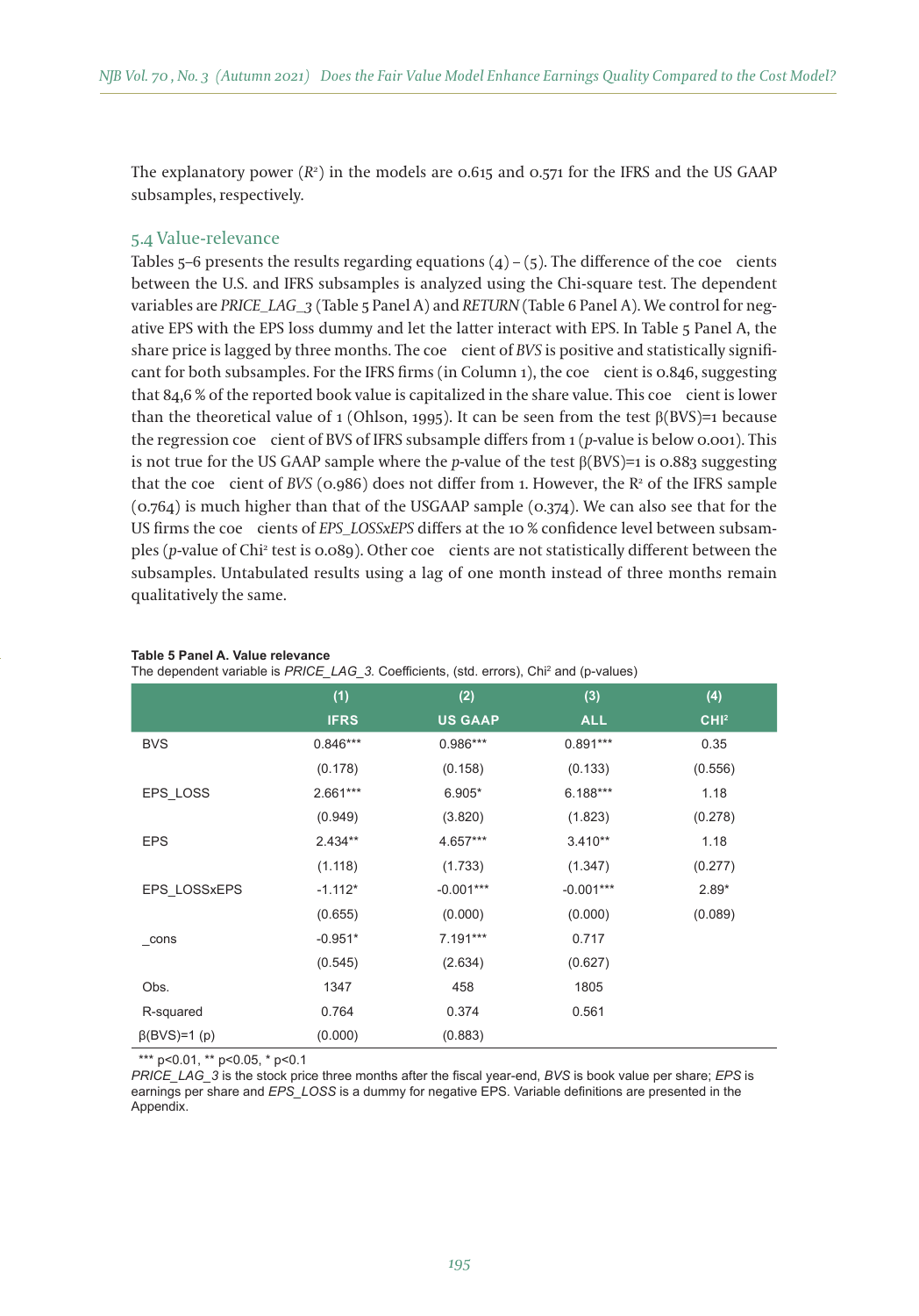The explanatory power ($R^2$) in the models are 0.615 and 0.571 for the IFRS and the US GAAP subsamples, respectively.

## 5.4 Value-relevance

Tables 5–6 presents the results regarding equations (4) – (5). The difference of the coefficients between the U.S. and IFRS subsamples is analyzed using the Chi-square test. The dependent variables are *PRICE_LAG_3* (Table 5 Panel A) and *RETURN* (Table 6 Panel A). We control for negative EPS with the EPS loss dummy and let the latter interact with EPS. In Table 5 Panel A, the share price is lagged by three months. The coefficient of *BVS* is positive and statistically significant for both subsamples. For the IFRS firms (in Column 1), the coefficient is 0.846, suggesting that 84,6 % of the reported book value is capitalized in the share value. This coefficient is lower than the theoretical value of 1 (Ohlson, 1995). It can be seen from the test β(BVS)=1 because the regression coefficient of BVS of IFRS subsample differs from 1 (*p*-value is below 0.001). This is not true for the US GAAP sample where the *p*-value of the test β(BVS)=1 is 0.883 suggesting that the coefficient of *BVS* (0.986) does not differ from 1. However, the $R^2$ of the IFRS sample (0.764) is much higher than that of the USGAAP sample (0.374). We can also see that for the US firms the coefficients of *EPS_LOSSxEPS* differs at the 10 % confidence level between subsamples (*p*-value of $Chi^2$ test is 0.089). Other coefficients are not statistically different between the subsamples. Untabulated results using a lag of one month instead of three months remain qualitatively the same.

**Table 5 Panel A. Value relevance**

The dependent variable is *PRICE_LAG_3.* Coefficients, (std. errors), $Chi^2$ and (p-values)

| | (1) | (2) | (3) | (4) |
|---|---|---|---|---|
| | **IFRS** | **US GAAP** | **ALL** | **$CHI^2$** |
| BVS | 0.846*** | 0.986*** | 0.891*** | 0.35 |
| | (0.178) | (0.158) | (0.133) | (0.556) |
| EPS_LOSS | 2.661*** | 6.905* | 6.188*** | 1.18 |
| | (0.949) | (3.820) | (1.823) | (0.278) |
| EPS | 2.434** | 4.657*** | 3.410** | 1.18 |
| | (1.118) | (1.733) | (1.347) | (0.277) |
| EPS_LOSSxEPS | -1.112* | -0.001*** | -0.001*** | 2.89* |
| | (0.655) | (0.000) | (0.000) | (0.089) |
| _cons | -0.951* | 7.191*** | 0.717 | |
| | (0.545) | (2.634) | (0.627) | |
| Obs. | 1347 | 458 | 1805 | |
| R-squared | 0.764 | 0.374 | 0.561 | |
| β(BVS)=1 (p) | (0.000) | (0.883) | | |

*** p<0.01, ** p<0.05, * p<0.1

*PRICE_LAG_3* is the stock price three months after the fiscal year-end, *BVS* is book value per share; *EPS* is earnings per share and *EPS_LOSS* is a dummy for negative EPS. Variable definitions are presented in the Appendix.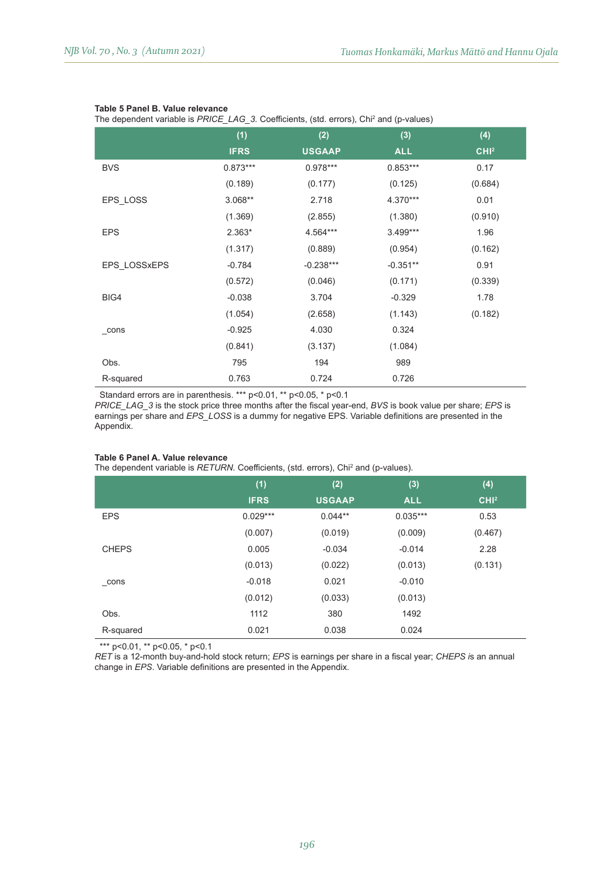**Table 5 Panel B. Value relevance**

The dependent variable is *PRICE_LAG_3.* Coefficients, (std. errors), Chi² and (p-values)

| | (1) IFRS | (2) USGAAP | (3) ALL | (4) CHI² |
|---|---|---|---|---|
| BVS | 0.873*** | 0.978*** | 0.853*** | 0.17 |
| | (0.189) | (0.177) | (0.125) | (0.684) |
| EPS_LOSS | 3.068** | 2.718 | 4.370*** | 0.01 |
| | (1.369) | (2.855) | (1.380) | (0.910) |
| EPS | 2.363* | 4.564*** | 3.499*** | 1.96 |
| | (1.317) | (0.889) | (0.954) | (0.162) |
| EPS_LOSSxEPS | -0.784 | -0.238*** | -0.351** | 0.91 |
| | (0.572) | (0.046) | (0.171) | (0.339) |
| BIG4 | -0.038 | 3.704 | -0.329 | 1.78 |
| | (1.054) | (2.658) | (1.143) | (0.182) |
| _cons | -0.925 | 4.030 | 0.324 | |
| | (0.841) | (3.137) | (1.084) | |
| Obs. | 795 | 194 | 989 | |
| R-squared | 0.763 | 0.724 | 0.726 | |

Standard errors are in parenthesis. *** p<0.01, ** p<0.05, * p<0.1

*PRICE_LAG_3* is the stock price three months after the fiscal year-end, *BVS* is book value per share; *EPS* is earnings per share and *EPS_LOSS* is a dummy for negative EPS. Variable definitions are presented in the Appendix.

**Table 6 Panel A. Value relevance**

The dependent variable is *RETURN.* Coefficients, (std. errors), Chi² and (p-values).

| | (1) IFRS | (2) USGAAP | (3) ALL | (4) CHI² |
|---|---|---|---|---|
| EPS | 0.029*** | 0.044** | 0.035*** | 0.53 |
| | (0.007) | (0.019) | (0.009) | (0.467) |
| CHEPS | 0.005 | -0.034 | -0.014 | 2.28 |
| | (0.013) | (0.022) | (0.013) | (0.131) |
| _cons | -0.018 | 0.021 | -0.010 | |
| | (0.012) | (0.033) | (0.013) | |
| Obs. | 1112 | 380 | 1492 | |
| R-squared | 0.021 | 0.038 | 0.024 | |

*** p<0.01, ** p<0.05, * p<0.1

*RET* is a 12-month buy-and-hold stock return; *EPS* is earnings per share in a fiscal year; *CHEPS is* an annual change in *EPS*. Variable definitions are presented in the Appendix.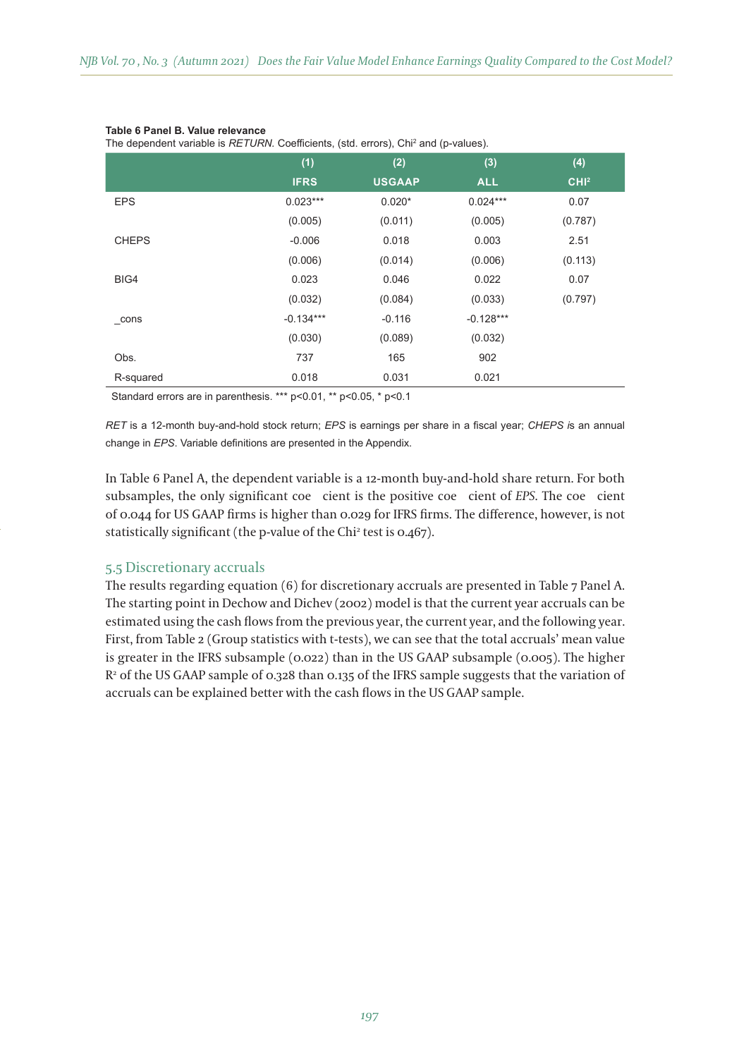**Table 6 Panel B. Value relevance**
The dependent variable is *RETURN*. Coefficients, (std. errors), $Chi^2$ and (p-values).

| | (1) IFRS | (2) USGAAP | (3) ALL | (4) $CHI^2$ |
|---|---|---|---|---|
| EPS | 0.023*** | 0.020* | 0.024*** | 0.07 |
| | (0.005) | (0.011) | (0.005) | (0.787) |
| CHEPS | -0.006 | 0.018 | 0.003 | 2.51 |
| | (0.006) | (0.014) | (0.006) | (0.113) |
| BIG4 | 0.023 | 0.046 | 0.022 | 0.07 |
| | (0.032) | (0.084) | (0.033) | (0.797) |
| _cons | -0.134*** | -0.116 | -0.128*** | |
| | (0.030) | (0.089) | (0.032) | |
| Obs. | 737 | 165 | 902 | |
| R-squared | 0.018 | 0.031 | 0.021 | |

Standard errors are in parenthesis. *** p<0.01, ** p<0.05, * p<0.1

*RET* is a 12-month buy-and-hold stock return; *EPS* is earnings per share in a fiscal year; *CHEPS* is an annual change in *EPS*. Variable definitions are presented in the Appendix.

In Table 6 Panel A, the dependent variable is a 12-month buy-and-hold share return. For both subsamples, the only significant coefficient is the positive coefficient of *EPS*. The coefficient of 0.044 for US GAAP firms is higher than 0.029 for IFRS firms. The difference, however, is not statistically significant (the p-value of the $Chi^2$ test is 0.467).

## 5.5 Discretionary accruals

The results regarding equation (6) for discretionary accruals are presented in Table 7 Panel A. The starting point in Dechow and Dichev (2002) model is that the current year accruals can be estimated using the cash flows from the previous year, the current year, and the following year. First, from Table 2 (Group statistics with t-tests), we can see that the total accruals' mean value is greater in the IFRS subsample (0.022) than in the US GAAP subsample (0.005). The higher $R^2$ of the US GAAP sample of 0.328 than 0.135 of the IFRS sample suggests that the variation of accruals can be explained better with the cash flows in the US GAAP sample.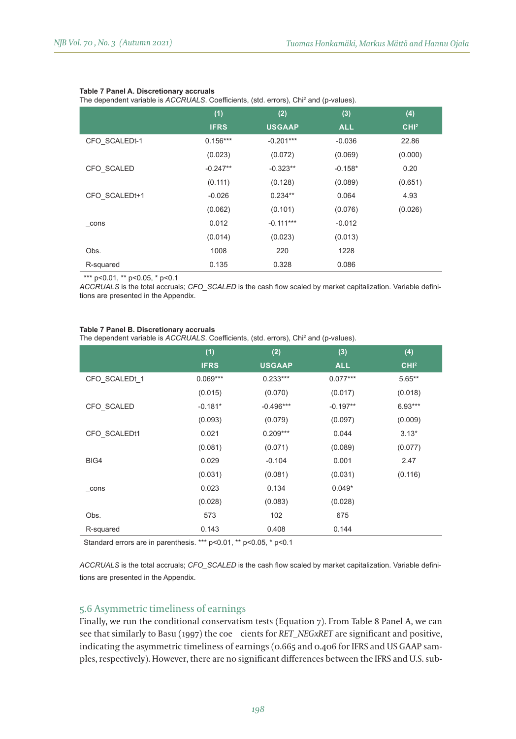**Table 7 Panel A. Discretionary accruals**

The dependent variable is *ACCRUALS*. Coefficients, (std. errors), $Chi^2$ and (p-values).

| | (1) | (2) | (3) | (4) |
|---|---|---|---|---|
| | IFRS | USGAAP | ALL | $CHI^2$ |
| CFO_SCALEDt-1 | 0.156*** | -0.201*** | -0.036 | 22.86 |
| | (0.023) | (0.072) | (0.069) | (0.000) |
| CFO_SCALED | -0.247** | -0.323** | -0.158* | 0.20 |
| | (0.111) | (0.128) | (0.089) | (0.651) |
| CFO_SCALEDt+1 | -0.026 | 0.234** | 0.064 | 4.93 |
| | (0.062) | (0.101) | (0.076) | (0.026) |
| _cons | 0.012 | -0.111*** | -0.012 | |
| | (0.014) | (0.023) | (0.013) | |
| Obs. | 1008 | 220 | 1228 | |
| R-squared | 0.135 | 0.328 | 0.086 | |

*** p<0.01, ** p<0.05, * p<0.1

*ACCRUALS* is the total accruals; *CFO_SCALED* is the cash flow scaled by market capitalization. Variable definitions are presented in the Appendix.

**Table 7 Panel B. Discretionary accruals**

The dependent variable is *ACCRUALS*. Coefficients, (std. errors), $Chi^2$ and (p-values).

| | (1) | (2) | (3) | (4) |
|---|---|---|---|---|
| | IFRS | USGAAP | ALL | $CHI^2$ |
| CFO_SCALEDt_1 | 0.069*** | 0.233*** | 0.077*** | 5.65** |
| | (0.015) | (0.070) | (0.017) | (0.018) |
| CFO_SCALED | -0.181* | -0.496*** | -0.197** | 6.93*** |
| | (0.093) | (0.079) | (0.097) | (0.009) |
| CFO_SCALEDt1 | 0.021 | 0.209*** | 0.044 | 3.13* |
| | (0.081) | (0.071) | (0.089) | (0.077) |
| BIG4 | 0.029 | -0.104 | 0.001 | 2.47 |
| | (0.031) | (0.081) | (0.031) | (0.116) |
| _cons | 0.023 | 0.134 | 0.049* | |
| | (0.028) | (0.083) | (0.028) | |
| Obs. | 573 | 102 | 675 | |
| R-squared | 0.143 | 0.408 | 0.144 | |

Standard errors are in parenthesis. *** p<0.01, ** p<0.05, * p<0.1

*ACCRUALS* is the total accruals; *CFO_SCALED* is the cash flow scaled by market capitalization. Variable definitions are presented in the Appendix.

## 5.6 Asymmetric timeliness of earnings

Finally, we run the conditional conservatism tests (Equation 7). From Table 8 Panel A, we can see that similarly to Basu (1997) the coe cients for *RET_NEGxRET* are significant and positive, indicating the asymmetric timeliness of earnings (0.665 and 0.406 for IFRS and US GAAP samples, respectively). However, there are no significant differences between the IFRS and U.S. sub-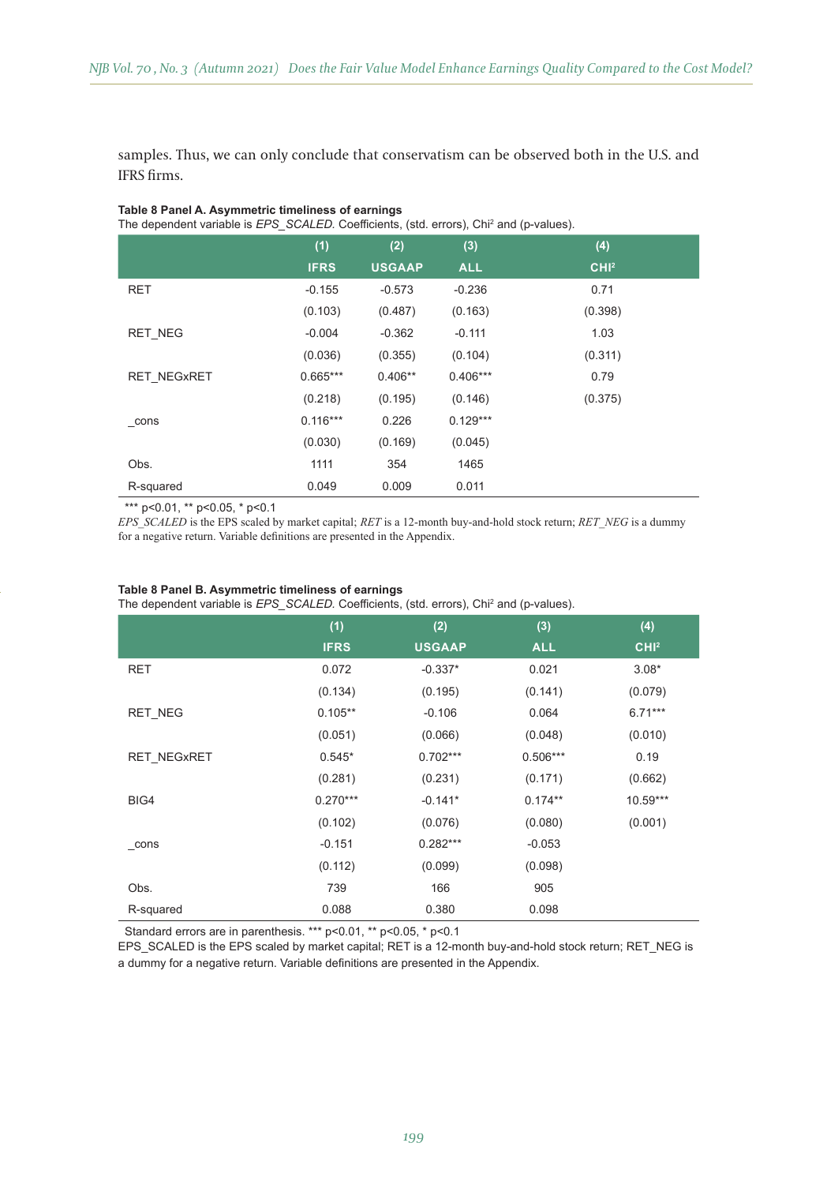samples. Thus, we can only conclude that conservatism can be observed both in the U.S. and IFRS firms.

**Table 8 Panel A. Asymmetric timeliness of earnings**

The dependent variable is *EPS_SCALED.* Coefficients, (std. errors), Chi² and (p-values).

| | (1) IFRS | (2) USGAAP | (3) ALL | (4) CHI² |
|---|---|---|---|---|
| RET | -0.155 | -0.573 | -0.236 | 0.71 |
| | (0.103) | (0.487) | (0.163) | (0.398) |
| RET_NEG | -0.004 | -0.362 | -0.111 | 1.03 |
| | (0.036) | (0.355) | (0.104) | (0.311) |
| RET_NEGxRET | 0.665*** | 0.406** | 0.406*** | 0.79 |
| | (0.218) | (0.195) | (0.146) | (0.375) |
| _cons | 0.116*** | 0.226 | 0.129*** | |
| | (0.030) | (0.169) | (0.045) | |
| Obs. | 1111 | 354 | 1465 | |
| R-squared | 0.049 | 0.009 | 0.011 | |

*** p<0.01, ** p<0.05, * p<0.1

*EPS_SCALED* is the EPS scaled by market capital; *RET* is a 12-month buy-and-hold stock return; *RET_NEG* is a dummy for a negative return. Variable definitions are presented in the Appendix.

**Table 8 Panel B. Asymmetric timeliness of earnings**

The dependent variable is *EPS_SCALED.* Coefficients, (std. errors), Chi² and (p-values).

| | (1) IFRS | (2) USGAAP | (3) ALL | (4) CHI² |
|---|---|---|---|---|
| RET | 0.072 | -0.337* | 0.021 | 3.08* |
| | (0.134) | (0.195) | (0.141) | (0.079) |
| RET_NEG | 0.105** | -0.106 | 0.064 | 6.71*** |
| | (0.051) | (0.066) | (0.048) | (0.010) |
| RET_NEGxRET | 0.545* | 0.702*** | 0.506*** | 0.19 |
| | (0.281) | (0.231) | (0.171) | (0.662) |
| BIG4 | 0.270*** | -0.141* | 0.174** | 10.59*** |
| | (0.102) | (0.076) | (0.080) | (0.001) |
| _cons | -0.151 | 0.282*** | -0.053 | |
| | (0.112) | (0.099) | (0.098) | |
| Obs. | 739 | 166 | 905 | |
| R-squared | 0.088 | 0.380 | 0.098 | |

Standard errors are in parenthesis. *** p<0.01, ** p<0.05, * p<0.1

EPS_SCALED is the EPS scaled by market capital; RET is a 12-month buy-and-hold stock return; RET_NEG is a dummy for a negative return. Variable definitions are presented in the Appendix.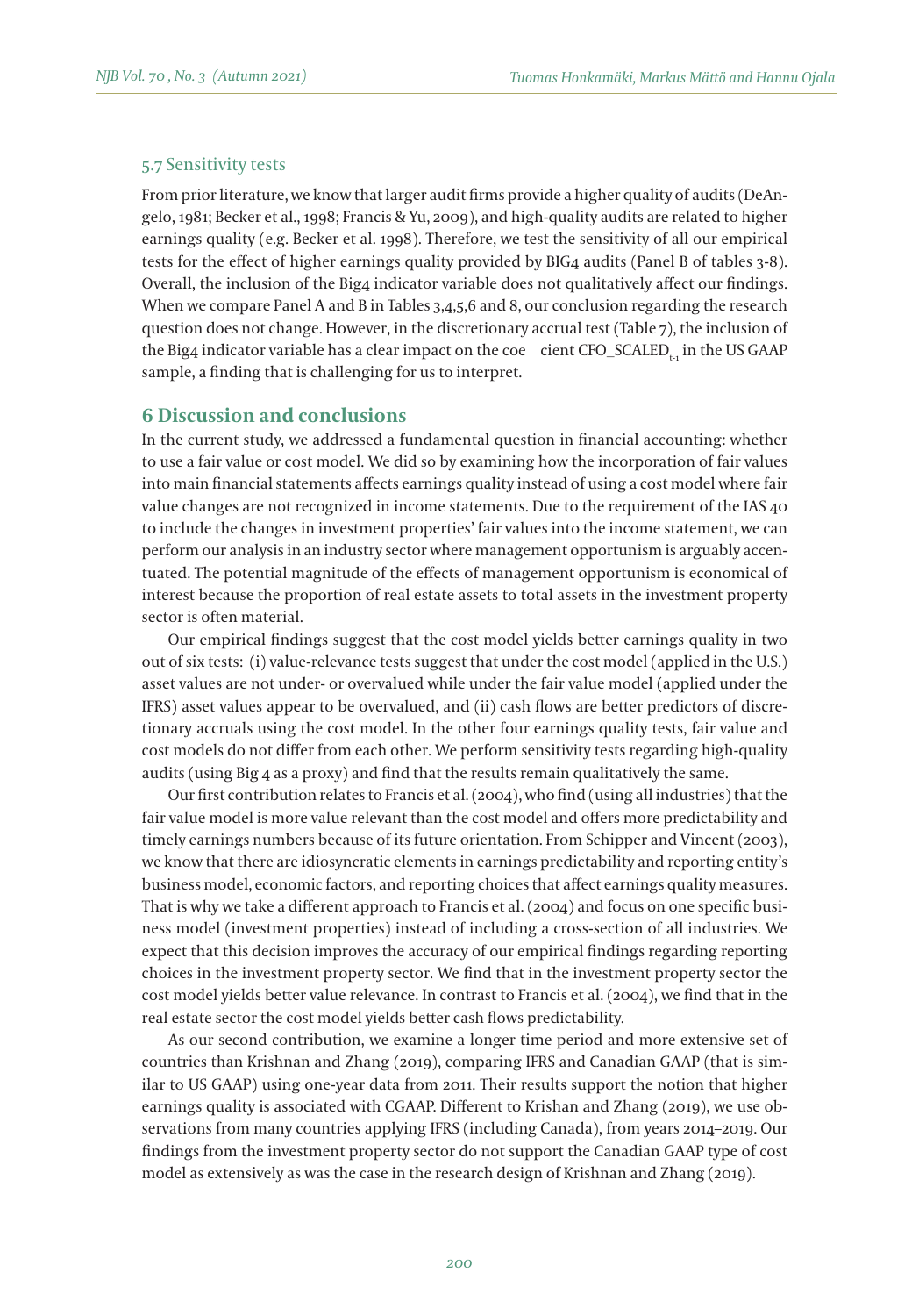### 5.7 Sensitivity tests

From prior literature, we know that larger audit firms provide a higher quality of audits (DeAngelo, 1981; Becker et al., 1998; Francis & Yu, 2009), and high-quality audits are related to higher earnings quality (e.g. Becker et al. 1998). Therefore, we test the sensitivity of all our empirical tests for the effect of higher earnings quality provided by BIG4 audits (Panel B of tables 3-8). Overall, the inclusion of the Big4 indicator variable does not qualitatively affect our findings. When we compare Panel A and B in Tables 3,4,5,6 and 8, our conclusion regarding the research question does not change. However, in the discretionary accrual test (Table 7), the inclusion of the Big4 indicator variable has a clear impact on the coefficient $CFO\_SCALED_{t-1}$ in the US GAAP sample, a finding that is challenging for us to interpret.

## 6 Discussion and conclusions

In the current study, we addressed a fundamental question in financial accounting: whether to use a fair value or cost model. We did so by examining how the incorporation of fair values into main financial statements affects earnings quality instead of using a cost model where fair value changes are not recognized in income statements. Due to the requirement of the IAS 40 to include the changes in investment properties' fair values into the income statement, we can perform our analysis in an industry sector where management opportunism is arguably accentuated. The potential magnitude of the effects of management opportunism is economical of interest because the proportion of real estate assets to total assets in the investment property sector is often material.

Our empirical findings suggest that the cost model yields better earnings quality in two out of six tests: (i) value-relevance tests suggest that under the cost model (applied in the U.S.) asset values are not under- or overvalued while under the fair value model (applied under the IFRS) asset values appear to be overvalued, and (ii) cash flows are better predictors of discretionary accruals using the cost model. In the other four earnings quality tests, fair value and cost models do not differ from each other. We perform sensitivity tests regarding high-quality audits (using Big 4 as a proxy) and find that the results remain qualitatively the same.

Our first contribution relates to Francis et al. (2004), who find (using all industries) that the fair value model is more value relevant than the cost model and offers more predictability and timely earnings numbers because of its future orientation. From Schipper and Vincent (2003), we know that there are idiosyncratic elements in earnings predictability and reporting entity's business model, economic factors, and reporting choices that affect earnings quality measures. That is why we take a different approach to Francis et al. (2004) and focus on one specific business model (investment properties) instead of including a cross-section of all industries. We expect that this decision improves the accuracy of our empirical findings regarding reporting choices in the investment property sector. We find that in the investment property sector the cost model yields better value relevance. In contrast to Francis et al. (2004), we find that in the real estate sector the cost model yields better cash flows predictability.

As our second contribution, we examine a longer time period and more extensive set of countries than Krishnan and Zhang (2019), comparing IFRS and Canadian GAAP (that is similar to US GAAP) using one-year data from 2011. Their results support the notion that higher earnings quality is associated with CGAAP. Different to Krishan and Zhang (2019), we use observations from many countries applying IFRS (including Canada), from years 2014–2019. Our findings from the investment property sector do not support the Canadian GAAP type of cost model as extensively as was the case in the research design of Krishnan and Zhang (2019).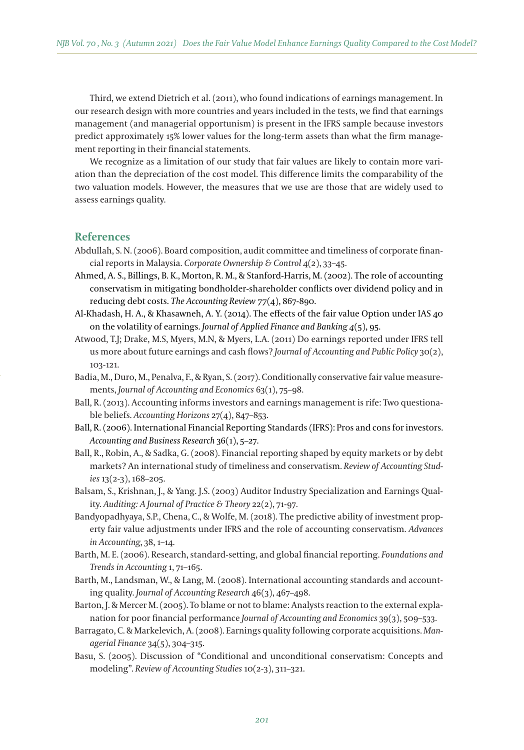Third, we extend Dietrich et al. (2011), who found indications of earnings management. In our research design with more countries and years included in the tests, we find that earnings management (and managerial opportunism) is present in the IFRS sample because investors predict approximately 15% lower values for the long-term assets than what the firm management reporting in their financial statements.

We recognize as a limitation of our study that fair values are likely to contain more variation than the depreciation of the cost model. This difference limits the comparability of the two valuation models. However, the measures that we use are those that are widely used to assess earnings quality.

## References

Abdullah, S. N. (2006). Board composition, audit committee and timeliness of corporate financial reports in Malaysia. *Corporate Ownership & Control* 4(2), 33–45.

Ahmed, A. S., Billings, B. K., Morton, R. M., & Stanford-Harris, M. (2002). The role of accounting conservatism in mitigating bondholder-shareholder conflicts over dividend policy and in reducing debt costs. *The Accounting Review* 77(4), 867-890.

Al-Khadash, H. A., & Khasawneh, A. Y. (2014). The effects of the fair value Option under IAS 40 on the volatility of earnings. *Journal of Applied Finance and Banking 4*(5), 95.

Atwood, T.J; Drake, M.S, Myers, M.N, & Myers, L.A. (2011) Do earnings reported under IFRS tell us more about future earnings and cash flows? *Journal of Accounting and Public Policy* 30(2), 103-121.

Badia, M., Duro, M., Penalva, F., & Ryan, S. (2017). Conditionally conservative fair value measurements, *Journal of Accounting and Economics* 63(1), 75–98.

Ball, R. (2013). Accounting informs investors and earnings management is rife: Two questionable beliefs. *Accounting Horizons* 27(4), 847–853.

Ball, R. (2006). International Financial Reporting Standards (IFRS): Pros and cons for investors. *Accounting and Business Research* 36(1), 5–27.

Ball, R., Robin, A., & Sadka, G. (2008). Financial reporting shaped by equity markets or by debt markets? An international study of timeliness and conservatism. *Review of Accounting Studies* 13(2-3), 168–205.

Balsam, S., Krishnan, J., & Yang. J.S. (2003) Auditor Industry Specialization and Earnings Quality. *Auditing: A Journal of Practice & Theory* 22(2), 71-97.

Bandyopadhyaya, S.P., Chena, C., & Wolfe, M. (2018). The predictive ability of investment property fair value adjustments under IFRS and the role of accounting conservatism. *Advances in Accounting*, 38, 1–14.

Barth, M. E. (2006). Research, standard-setting, and global financial reporting. *Foundations and Trends in Accounting* 1, 71–165.

Barth, M., Landsman, W., & Lang, M. (2008). International accounting standards and accounting quality. *Journal of Accounting Research* 46(3), 467–498.

Barton, J. & Mercer M. (2005). To blame or not to blame: Analysts reaction to the external explanation for poor financial performance *Journal of Accounting and Economics* 39(3), 509–533.

Barragato, C. & Markelevich, A. (2008). Earnings quality following corporate acquisitions. *Managerial Finance* 34(5), 304–315.

Basu, S. (2005). Discussion of "Conditional and unconditional conservatism: Concepts and modeling". *Review of Accounting Studies* 10(2-3), 311–321.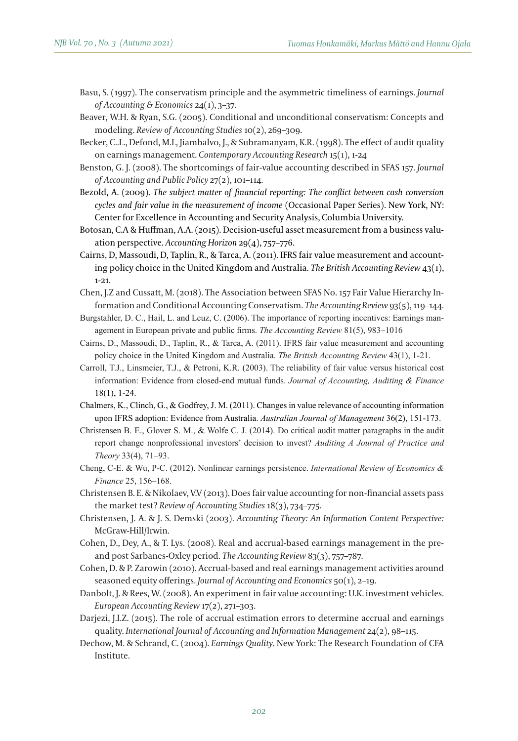Basu, S. (1997). The conservatism principle and the asymmetric timeliness of earnings. *Journal of Accounting & Economics* 24(1), 3–37.

Beaver, W.H. & Ryan, S.G. (2005). Conditional and unconditional conservatism: Concepts and modeling. *Review of Accounting Studies* 10(2), 269–309.

Becker, C..L., Defond, M.L, Jiambalvo, J., & Subramanyam, K.R. (1998). The effect of audit quality on earnings management. *Contemporary Accounting Research* 15(1), 1-24

Benston, G. J. (2008). The shortcomings of fair-value accounting described in SFAS 157. *Journal of Accounting and Public Policy* 27(2), 101–114.

Bezold, A. (2009). *The subject matter of financial reporting: The conflict between cash conversion cycles and fair value in the measurement of income* (Occasional Paper Series). New York, NY: Center for Excellence in Accounting and Security Analysis, Columbia University.

Botosan, C.A & Huffman, A.A. (2015). Decision-useful asset measurement from a business valuation perspective. *Accounting Horizon* 29(4), 757–776.

Cairns, D, Massoudi, D, Taplin, R., & Tarca, A. (2011). IFRS fair value measurement and accounting policy choice in the United Kingdom and Australia. *The British Accounting Review* 43(1), 1-21.

Chen, J.Z and Cussatt, M. (2018). The Association between SFAS No. 157 Fair Value Hierarchy Information and Conditional Accounting Conservatism. *The Accounting Review* 93(5), 119–144.

Burgstahler, D. C., Hail, L. and Leuz, C. (2006). The importance of reporting incentives: Earnings management in European private and public firms. *The Accounting Review* 81(5), 983–1016

Cairns, D., Massoudi, D., Taplin, R., & Tarca, A. (2011). IFRS fair value measurement and accounting policy choice in the United Kingdom and Australia. *The British Accounting Review* 43(1), 1-21.

Carroll, T.J., Linsmeier, T.J., & Petroni, K.R. (2003). The reliability of fair value versus historical cost information: Evidence from closed-end mutual funds. *Journal of Accounting, Auditing & Finance* 18(1), 1-24.

Chalmers, K., Clinch, G., & Godfrey, J. M. (2011). Changes in value relevance of accounting information upon IFRS adoption: Evidence from Australia. *Australian Journal of Management* 36(2), 151-173.

Christensen B. E., Glover S. M., & Wolfe C. J. (2014). Do critical audit matter paragraphs in the audit report change nonprofessional investors' decision to invest? *Auditing A Journal of Practice and Theory* 33(4), 71–93.

Cheng, C-E. & Wu, P-C. (2012). Nonlinear earnings persistence. *International Review of Economics & Finance* 25, 156–168.

Christensen B. E. & Nikolaev, V.V (2013). Does fair value accounting for non-financial assets pass the market test? *Review of Accounting Studies* 18(3), 734–775.

Christensen, J. A. & J. S. Demski (2003). *Accounting Theory: An Information Content Perspective:* McGraw-Hill/Irwin.

Cohen, D., Dey, A., & T. Lys. (2008). Real and accrual-based earnings management in the pre- and post Sarbanes-Oxley period. *The Accounting Review* 83(3), 757–787.

Cohen, D. & P. Zarowin (2010). Accrual-based and real earnings management activities around seasoned equity offerings. *Journal of Accounting and Economics* 50(1), 2–19.

Danbolt, J. & Rees, W. (2008). An experiment in fair value accounting: U.K. investment vehicles. *European Accounting Review* 17(2), 271–303.

Darjezi, J.I.Z. (2015). The role of accrual estimation errors to determine accrual and earnings quality. *International Journal of Accounting and Information Management* 24(2), 98–115.

Dechow, M. & Schrand, C. (2004). *Earnings Quality*. New York: The Research Foundation of CFA Institute.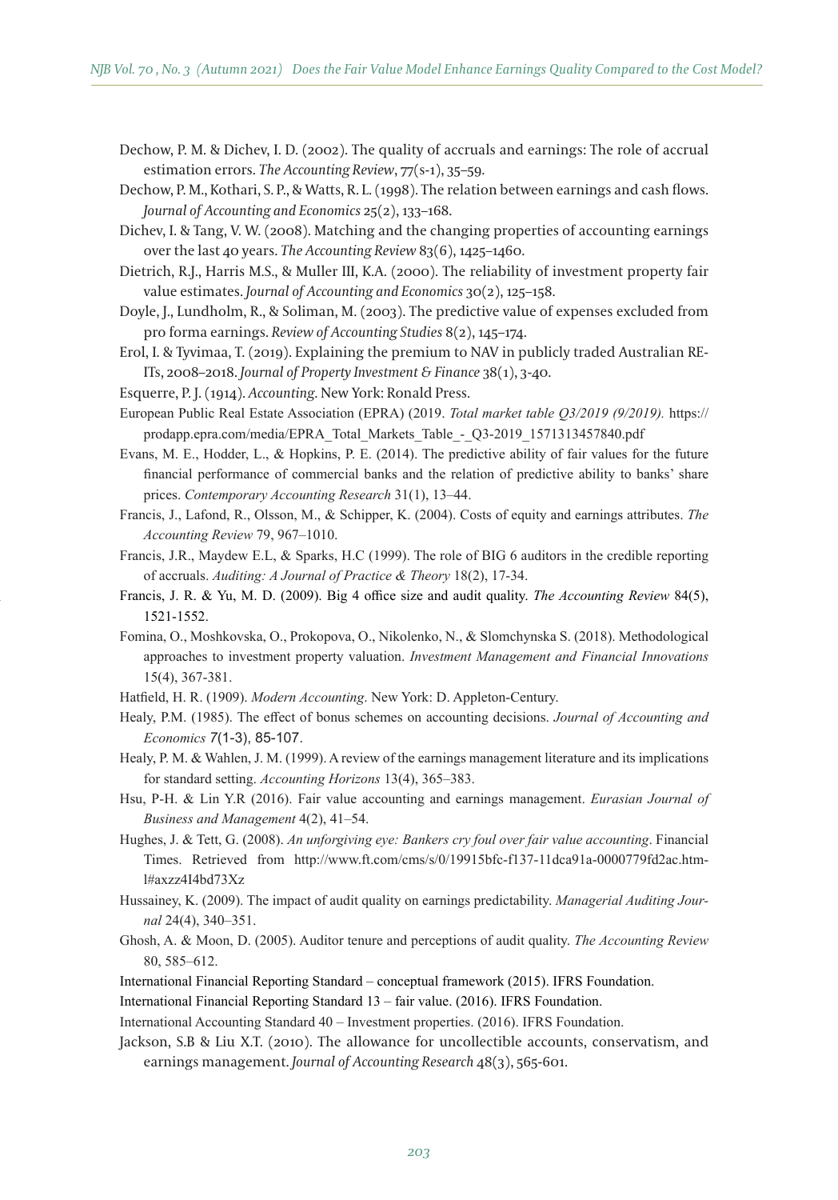Dechow, P. M. & Dichev, I. D. (2002). The quality of accruals and earnings: The role of accrual estimation errors. *The Accounting Review*, 77(s-1), 35–59.

Dechow, P. M., Kothari, S. P., & Watts, R. L. (1998). The relation between earnings and cash flows. *Journal of Accounting and Economics* 25(2), 133–168.

Dichev, I. & Tang, V. W. (2008). Matching and the changing properties of accounting earnings over the last 40 years. *The Accounting Review* 83(6), 1425–1460.

Dietrich, R.J., Harris M.S., & Muller III, K.A. (2000). The reliability of investment property fair value estimates. *Journal of Accounting and Economics* 30(2), 125–158.

Doyle, J., Lundholm, R., & Soliman, M. (2003). The predictive value of expenses excluded from pro forma earnings. *Review of Accounting Studies* 8(2), 145–174.

Erol, I. & Tyvimaa, T. (2019). Explaining the premium to NAV in publicly traded Australian RE-ITs, 2008–2018. *Journal of Property Investment & Finance* 38(1), 3-40.

Esquerre, P. J. (1914). *Accounting*. New York: Ronald Press.

European Public Real Estate Association (EPRA) (2019. *Total market table Q3/2019 (9/2019).* https://prodapp.epra.com/media/EPRA_Total_Markets_Table_-_Q3-2019_1571313457840.pdf

Evans, M. E., Hodder, L., & Hopkins, P. E. (2014). The predictive ability of fair values for the future financial performance of commercial banks and the relation of predictive ability to banks' share prices. *Contemporary Accounting Research* 31(1), 13–44.

Francis, J., Lafond, R., Olsson, M., & Schipper, K. (2004). Costs of equity and earnings attributes. *The Accounting Review* 79, 967–1010.

Francis, J.R., Maydew E.L, & Sparks, H.C (1999). The role of BIG 6 auditors in the credible reporting of accruals. *Auditing: A Journal of Practice & Theory* 18(2), 17-34.

Francis, J. R. & Yu, M. D. (2009). Big 4 office size and audit quality. *The Accounting Review* 84(5), 1521-1552.

Fomina, O., Moshkovska, O., Prokopova, O., Nikolenko, N., & Slomchynska S. (2018). Methodological approaches to investment property valuation. *Investment Management and Financial Innovations* 15(4), 367-381.

Hatfield, H. R. (1909). *Modern Accounting*. New York: D. Appleton-Century.

Healy, P.M. (1985). The effect of bonus schemes on accounting decisions. *Journal of Accounting and Economics* 7(1-3), 85-107.

Healy, P. M. & Wahlen, J. M. (1999). A review of the earnings management literature and its implications for standard setting. *Accounting Horizons* 13(4), 365–383.

Hsu, P-H. & Lin Y.R (2016). Fair value accounting and earnings management. *Eurasian Journal of Business and Management* 4(2), 41–54.

Hughes, J. & Tett, G. (2008). *An unforgiving eye: Bankers cry foul over fair value accounting*. Financial Times. Retrieved from http://www.ft.com/cms/s/0/19915bfc-f137-11dca91a-0000779fd2ac.html#axzz4I4bd73Xz

Hussainey, K. (2009). The impact of audit quality on earnings predictability. *Managerial Auditing Journal* 24(4), 340–351.

Ghosh, A. & Moon, D. (2005). Auditor tenure and perceptions of audit quality. *The Accounting Review* 80, 585–612.

International Financial Reporting Standard – conceptual framework (2015). IFRS Foundation.

International Financial Reporting Standard 13 – fair value. (2016). IFRS Foundation.

International Accounting Standard 40 – Investment properties. (2016). IFRS Foundation.

Jackson, S.B & Liu X.T. (2010). The allowance for uncollectible accounts, conservatism, and earnings management. *Journal of Accounting Research* 48(3), 565-601.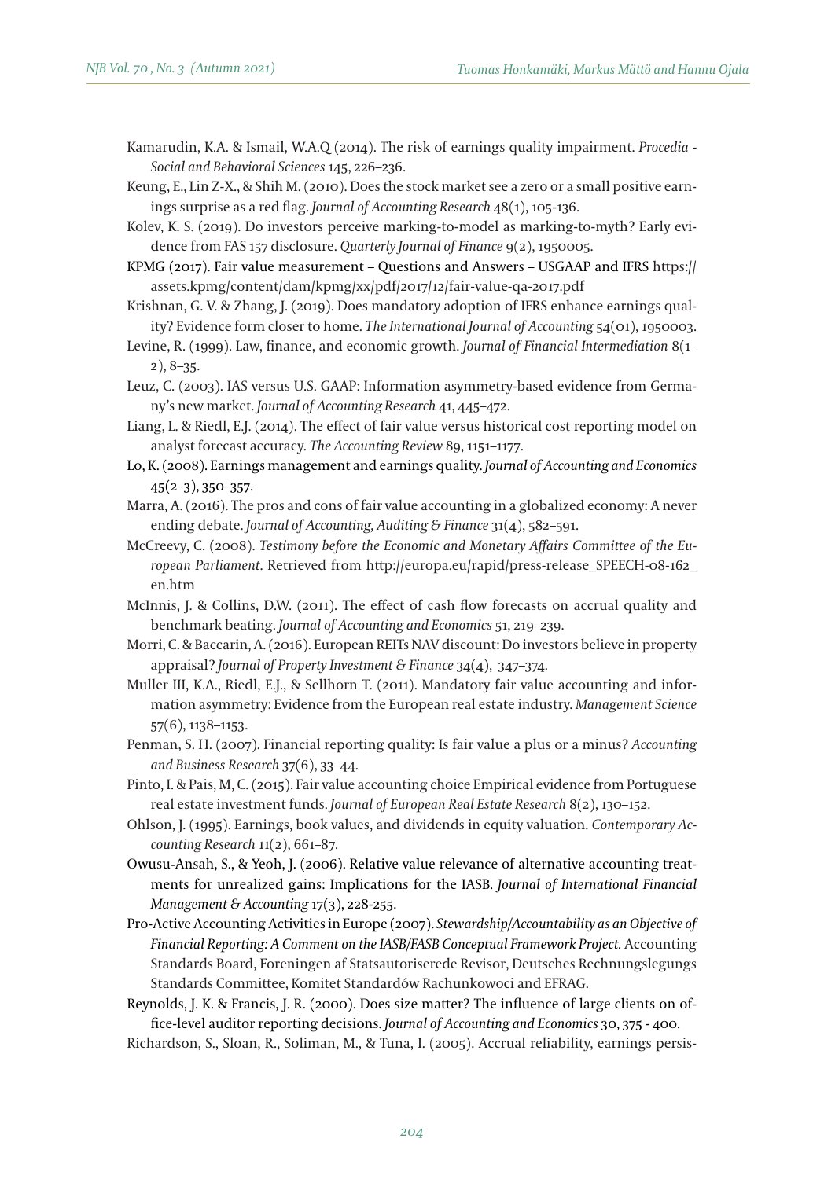Kamarudin, K.A. & Ismail, W.A.Q (2014). The risk of earnings quality impairment. *Procedia - Social and Behavioral Sciences* 145, 226–236.

Keung, E., Lin Z-X., & Shih M. (2010). Does the stock market see a zero or a small positive earnings surprise as a red flag. *Journal of Accounting Research* 48(1), 105-136.

Kolev, K. S. (2019). Do investors perceive marking-to-model as marking-to-myth? Early evidence from FAS 157 disclosure. *Quarterly Journal of Finance* 9(2), 1950005.

KPMG (2017). Fair value measurement – Questions and Answers – USGAAP and IFRS https://assets.kpmg/content/dam/kpmg/xx/pdf/2017/12/fair-value-qa-2017.pdf

Krishnan, G. V. & Zhang, J. (2019). Does mandatory adoption of IFRS enhance earnings quality? Evidence form closer to home. *The International Journal of Accounting* 54(01), 1950003.

Levine, R. (1999). Law, finance, and economic growth. *Journal of Financial Intermediation* 8(1–2), 8–35.

Leuz, C. (2003). IAS versus U.S. GAAP: Information asymmetry-based evidence from Germany's new market. *Journal of Accounting Research* 41, 445–472.

Liang, L. & Riedl, E.J. (2014). The effect of fair value versus historical cost reporting model on analyst forecast accuracy. *The Accounting Review* 89, 1151–1177.

Lo, K. (2008). Earnings management and earnings quality. *Journal of Accounting and Economics* 45(2–3), 350–357.

Marra, A. (2016). The pros and cons of fair value accounting in a globalized economy: A never ending debate. *Journal of Accounting, Auditing & Finance* 31(4), 582–591.

McCreevy, C. (2008). *Testimony before the Economic and Monetary Affairs Committee of the European Parliament*. Retrieved from http://europa.eu/rapid/press-release_SPEECH-08-162_en.htm

McInnis, J. & Collins, D.W. (2011). The effect of cash flow forecasts on accrual quality and benchmark beating. *Journal of Accounting and Economics* 51, 219–239.

Morri, C. & Baccarin, A. (2016). European REITs NAV discount: Do investors believe in property appraisal? *Journal of Property Investment & Finance* 34(4), 347–374.

Muller III, K.A., Riedl, E.J., & Sellhorn T. (2011). Mandatory fair value accounting and information asymmetry: Evidence from the European real estate industry. *Management Science* 57(6), 1138–1153.

Penman, S. H. (2007). Financial reporting quality: Is fair value a plus or a minus? *Accounting and Business Research* 37(6), 33–44.

Pinto, I. & Pais, M, C. (2015). Fair value accounting choice Empirical evidence from Portuguese real estate investment funds. *Journal of European Real Estate Research* 8(2), 130–152.

Ohlson, J. (1995). Earnings, book values, and dividends in equity valuation. *Contemporary Accounting Research* 11(2), 661–87.

Owusu-Ansah, S., & Yeoh, J. (2006). Relative value relevance of alternative accounting treatments for unrealized gains: Implications for the IASB. *Journal of International Financial Management & Accounting* 17(3), 228-255.

Pro-Active Accounting Activities in Europe (2007). *Stewardship/Accountability as an Objective of Financial Reporting: A Comment on the IASB/FASB Conceptual Framework Project.* Accounting Standards Board, Foreningen af Statsautoriserede Revisor, Deutsches Rechnungslegungs Standards Committee, Komitet Standardów Rachunkowoci and EFRAG.

Reynolds, J. K. & Francis, J. R. (2000). Does size matter? The influence of large clients on office-level auditor reporting decisions. *Journal of Accounting and Economics* 30, 375 - 400.

Richardson, S., Sloan, R., Soliman, M., & Tuna, I. (2005). Accrual reliability, earnings persis-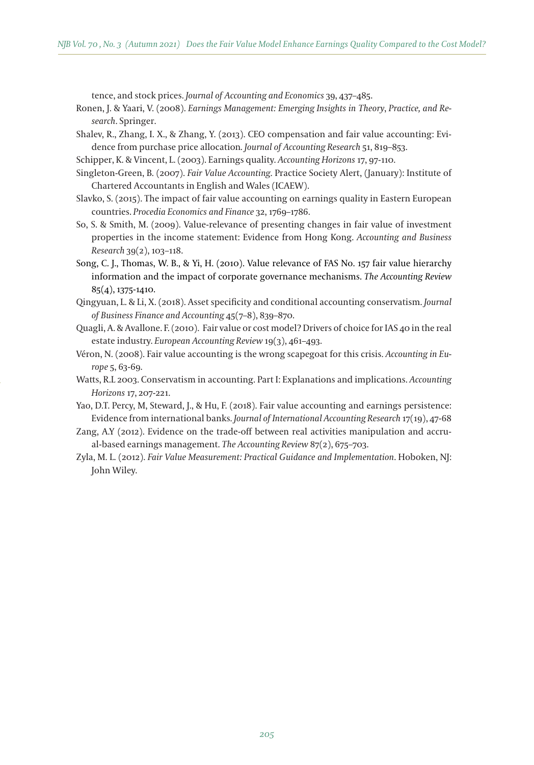tence, and stock prices. *Journal of Accounting and Economics* 39, 437–485.

Ronen, J. & Yaari, V. (2008). *Earnings Management: Emerging Insights in Theory, Practice, and Research*. Springer.

Shalev, R., Zhang, I. X., & Zhang, Y. (2013). CEO compensation and fair value accounting: Evidence from purchase price allocation. *Journal of Accounting Research* 51, 819–853.

Schipper, K. & Vincent, L. (2003). Earnings quality. *Accounting Horizons* 17, 97-110.

Singleton-Green, B. (2007). *Fair Value Accounting*. Practice Society Alert, (January): Institute of Chartered Accountants in English and Wales (ICAEW).

Slavko, S. (2015). The impact of fair value accounting on earnings quality in Eastern European countries. *Procedia Economics and Finance* 32, 1769–1786.

So, S. & Smith, M. (2009). Value-relevance of presenting changes in fair value of investment properties in the income statement: Evidence from Hong Kong. *Accounting and Business Research* 39(2), 103–118.

Song, C. J., Thomas, W. B., & Yi, H. (2010). Value relevance of FAS No. 157 fair value hierarchy information and the impact of corporate governance mechanisms. *The Accounting Review* 85(4), 1375-1410.

Qingyuan, L. & Li, X. (2018). Asset specificity and conditional accounting conservatism. *Journal of Business Finance and Accounting* 45(7–8), 839–870.

Quagli, A. & Avallone. F. (2010). Fair value or cost model? Drivers of choice for IAS 40 in the real estate industry. *European Accounting Review* 19(3), 461–493.

Véron, N. (2008). Fair value accounting is the wrong scapegoat for this crisis. *Accounting in Europe* 5, 63-69.

Watts, R.L 2003. Conservatism in accounting. Part I: Explanations and implications. *Accounting Horizons* 17, 207-221.

Yao, D.T. Percy, M, Steward, J., & Hu, F. (2018). Fair value accounting and earnings persistence: Evidence from international banks. *Journal of International Accounting Research* 17(19), 47-68

Zang, A.Y (2012). Evidence on the trade-off between real activities manipulation and accrual-based earnings management. *The Accounting Review* 87(2), 675–703.

Zyla, M. L. (2012). *Fair Value Measurement: Practical Guidance and Implementation*. Hoboken, NJ: John Wiley.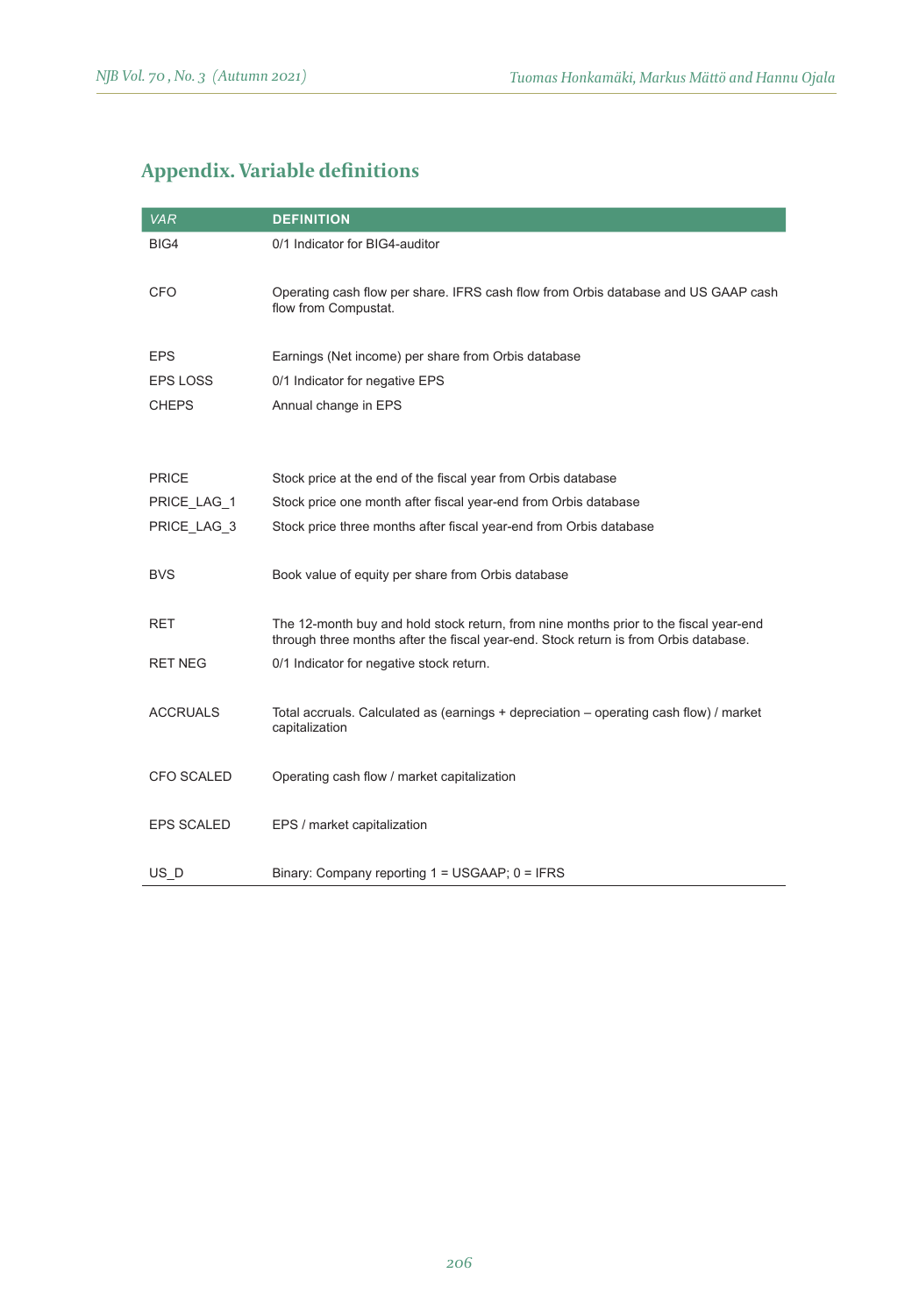## Appendix. Variable definitions

| *VAR* | DEFINITION |
|---|---|
| BIG4 | 0/1 Indicator for BIG4-auditor |
| CFO | Operating cash flow per share. IFRS cash flow from Orbis database and US GAAP cash flow from Compustat. |
| EPS | Earnings (Net income) per share from Orbis database |
| EPS LOSS | 0/1 Indicator for negative EPS |
| CHEPS | Annual change in EPS |
| PRICE | Stock price at the end of the fiscal year from Orbis database |
| PRICE_LAG_1 | Stock price one month after fiscal year-end from Orbis database |
| PRICE_LAG_3 | Stock price three months after fiscal year-end from Orbis database |
| BVS | Book value of equity per share from Orbis database |
| RET | The 12-month buy and hold stock return, from nine months prior to the fiscal year-end through three months after the fiscal year-end. Stock return is from Orbis database. |
| RET NEG | 0/1 Indicator for negative stock return. |
| ACCRUALS | Total accruals. Calculated as (earnings + depreciation – operating cash flow) / market capitalization |
| CFO SCALED | Operating cash flow / market capitalization |
| EPS SCALED | EPS / market capitalization |
| US_D | Binary: Company reporting 1 = USGAAP; 0 = IFRS |